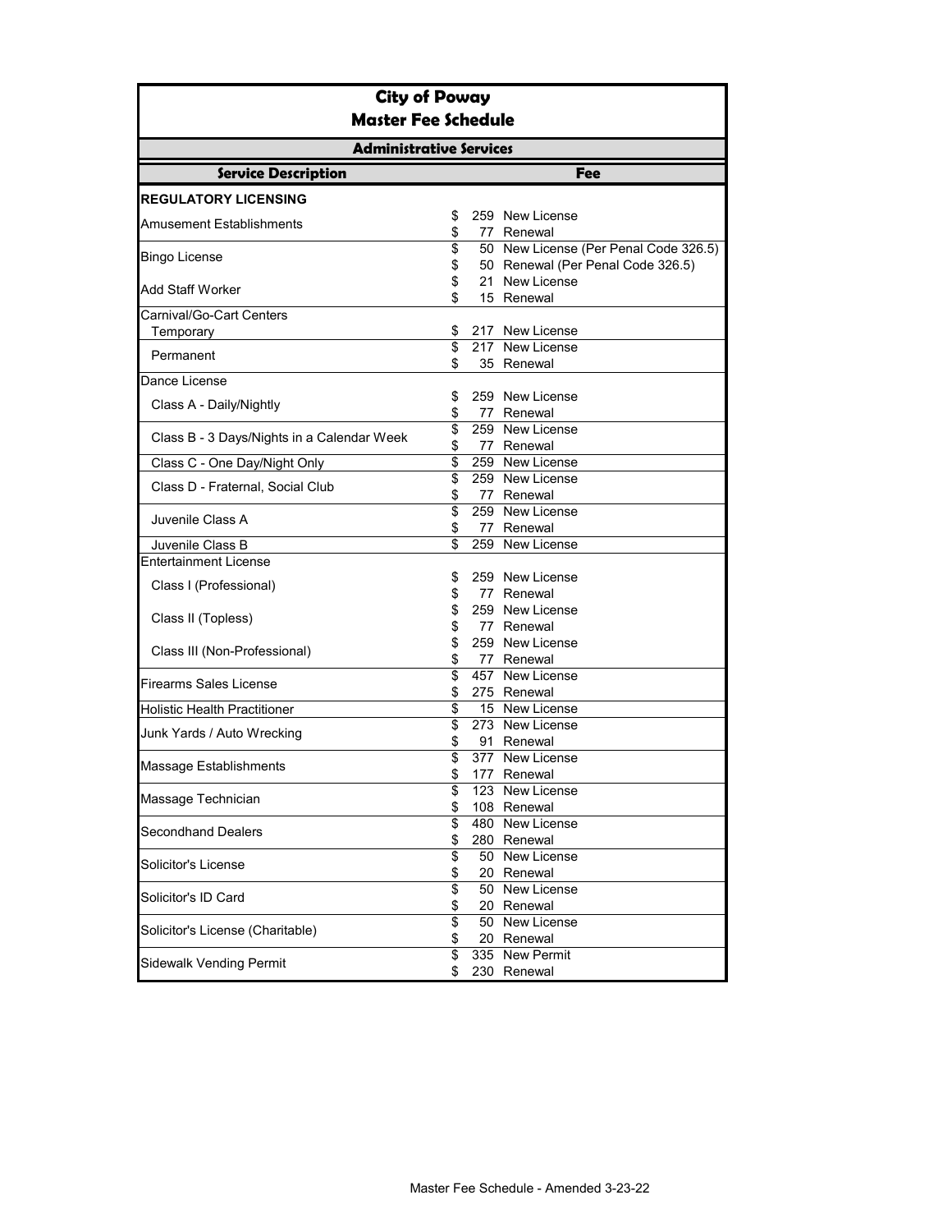# City of Poway
## Master Fee Schedule

### Administrative Services

| Service Description | Fee |
|---|---|
| **REGULATORY LICENSING** | |
| Amusement Establishments | $ 259 New License |
| | $ 77 Renewal |
| Bingo License | $ 50 New License (Per Penal Code 326.5) |
| | $ 50 Renewal (Per Penal Code 326.5) |
| Add Staff Worker | $ 21 New License |
| | $ 15 Renewal |
| Carnival/Go-Cart Centers | |
| Temporary | $ 217 New License |
| Permanent | $ 217 New License |
| | $ 35 Renewal |
| Dance License | |
| Class A - Daily/Nightly | $ 259 New License |
| | $ 77 Renewal |
| Class B - 3 Days/Nights in a Calendar Week | $ 259 New License |
| | $ 77 Renewal |
| Class C - One Day/Night Only | $ 259 New License |
| Class D - Fraternal, Social Club | $ 259 New License |
| | $ 77 Renewal |
| Juvenile Class A | $ 259 New License |
| | $ 77 Renewal |
| Juvenile Class B | $ 259 New License |
| Entertainment License | |
| Class I (Professional) | $ 259 New License |
| | $ 77 Renewal |
| Class II (Topless) | $ 259 New License |
| | $ 77 Renewal |
| Class III (Non-Professional) | $ 259 New License |
| | $ 77 Renewal |
| Firearms Sales License | $ 457 New License |
| | $ 275 Renewal |
| Holistic Health Practitioner | $ 15 New License |
| Junk Yards / Auto Wrecking | $ 273 New License |
| | $ 91 Renewal |
| Massage Establishments | $ 377 New License |
| | $ 177 Renewal |
| Massage Technician | $ 123 New License |
| | $ 108 Renewal |
| Secondhand Dealers | $ 480 New License |
| | $ 280 Renewal |
| Solicitor's License | $ 50 New License |
| | $ 20 Renewal |
| Solicitor's ID Card | $ 50 New License |
| | $ 20 Renewal |
| Solicitor's License (Charitable) | $ 50 New License |
| | $ 20 Renewal |
| Sidewalk Vending Permit | $ 335 New Permit |
| | $ 230 Renewal |

Master Fee Schedule - Amended 3-23-22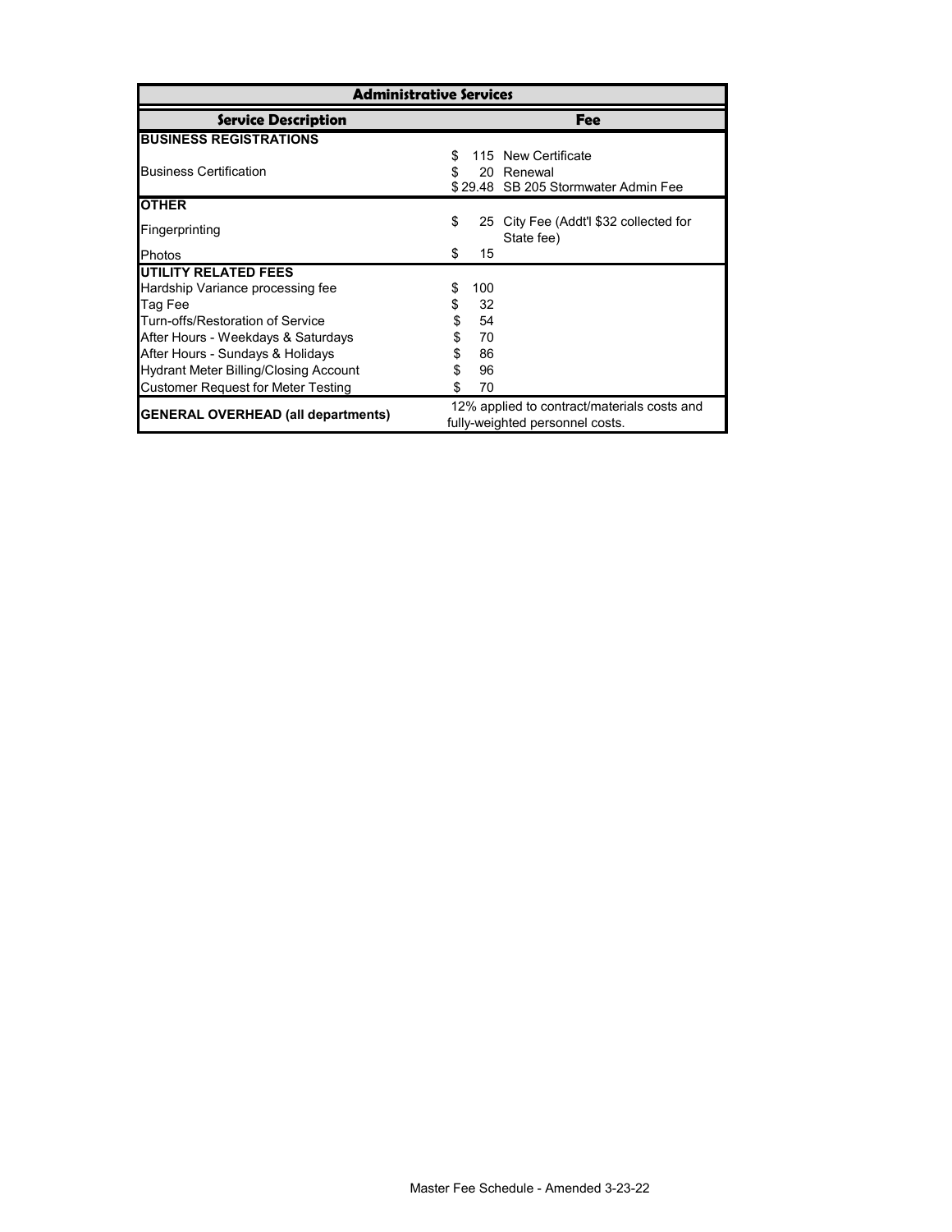| Administrative Services | |
|---|---|
| **Service Description** | **Fee** |
| **BUSINESS REGISTRATIONS** | |
| Business Certification | $ 115 New Certificate<br>$ 20 Renewal<br>$ 29.48 SB 205 Stormwater Admin Fee |
| **OTHER** | |
| Fingerprinting | $ 25 City Fee (Addt'l $32 collected for State fee) |
| Photos | $ 15 |
| **UTILITY RELATED FEES** | |
| Hardship Variance processing fee | $ 100 |
| Tag Fee | $ 32 |
| Turn-offs/Restoration of Service | $ 54 |
| After Hours - Weekdays & Saturdays | $ 70 |
| After Hours - Sundays & Holidays | $ 86 |
| Hydrant Meter Billing/Closing Account | $ 96 |
| Customer Request for Meter Testing | $ 70 |
| **GENERAL OVERHEAD (all departments)** | 12% applied to contract/materials costs and fully-weighted personnel costs. |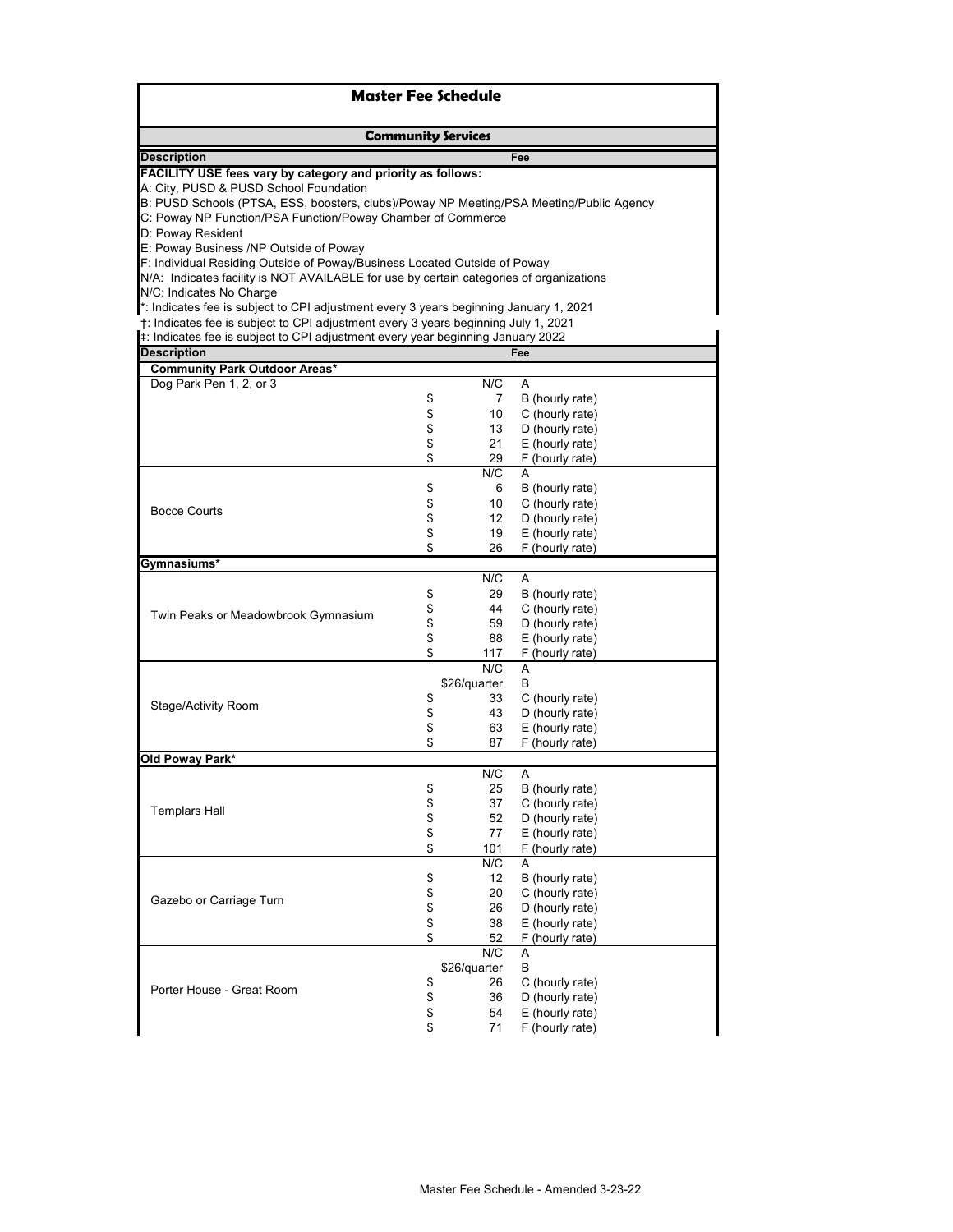# Master Fee Schedule

## Community Services

| Description | Fee |
|---|---|

**FACILITY USE fees vary by category and priority as follows:**

A: City, PUSD & PUSD School Foundation
B: PUSD Schools (PTSA, ESS, boosters, clubs)/Poway NP Meeting/PSA Meeting/Public Agency
C: Poway NP Function/PSA Function/Poway Chamber of Commerce
D: Poway Resident
E: Poway Business /NP Outside of Poway
F: Individual Residing Outside of Poway/Business Located Outside of Poway
N/A: Indicates facility is NOT AVAILABLE for use by certain categories of organizations
N/C: Indicates No Charge
*: Indicates fee is subject to CPI adjustment every 3 years beginning January 1, 2021
†: Indicates fee is subject to CPI adjustment every 3 years beginning July 1, 2021
‡: Indicates fee is subject to CPI adjustment every year beginning January 2022

| Description | Fee | |
|---|---|---|
| **Community Park Outdoor Areas*** | | |
| Dog Park Pen 1, 2, or 3 | N/C | A |
| | $ 7 | B (hourly rate) |
| | $ 10 | C (hourly rate) |
| | $ 13 | D (hourly rate) |
| | $ 21 | E (hourly rate) |
| | $ 29 | F (hourly rate) |
| Bocce Courts | N/C | A |
| | $ 6 | B (hourly rate) |
| | $ 10 | C (hourly rate) |
| | $ 12 | D (hourly rate) |
| | $ 19 | E (hourly rate) |
| | $ 26 | F (hourly rate) |
| **Gymnasiums*** | | |
| Twin Peaks or Meadowbrook Gymnasium | N/C | A |
| | $ 29 | B (hourly rate) |
| | $ 44 | C (hourly rate) |
| | $ 59 | D (hourly rate) |
| | $ 88 | E (hourly rate) |
| | $ 117 | F (hourly rate) |
| Stage/Activity Room | N/C | A |
| | $26/quarter | B |
| | $ 33 | C (hourly rate) |
| | $ 43 | D (hourly rate) |
| | $ 63 | E (hourly rate) |
| | $ 87 | F (hourly rate) |
| **Old Poway Park*** | | |
| Templars Hall | N/C | A |
| | $ 25 | B (hourly rate) |
| | $ 37 | C (hourly rate) |
| | $ 52 | D (hourly rate) |
| | $ 77 | E (hourly rate) |
| | $ 101 | F (hourly rate) |
| Gazebo or Carriage Turn | N/C | A |
| | $ 12 | B (hourly rate) |
| | $ 20 | C (hourly rate) |
| | $ 26 | D (hourly rate) |
| | $ 38 | E (hourly rate) |
| | $ 52 | F (hourly rate) |
| Porter House - Great Room | N/C | A |
| | $26/quarter | B |
| | $ 26 | C (hourly rate) |
| | $ 36 | D (hourly rate) |
| | $ 54 | E (hourly rate) |
| | $ 71 | F (hourly rate) |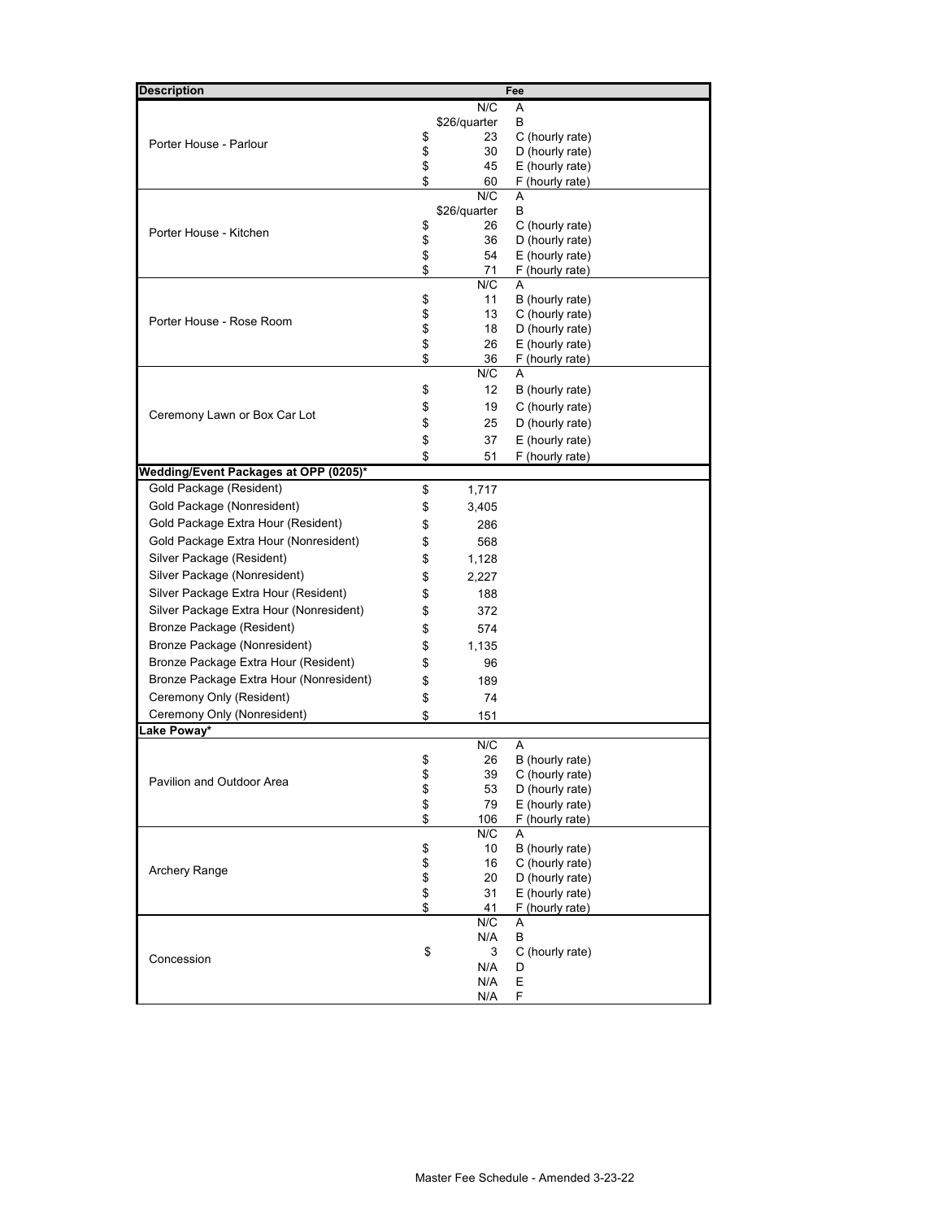| Description | Fee | |
|---|---|---|
| Porter House - Parlour | N/C | A |
| | $26/quarter | B |
| | $ 23 | C (hourly rate) |
| | $ 30 | D (hourly rate) |
| | $ 45 | E (hourly rate) |
| | $ 60 | F (hourly rate) |
| Porter House - Kitchen | N/C | A |
| | $26/quarter | B |
| | $ 26 | C (hourly rate) |
| | $ 36 | D (hourly rate) |
| | $ 54 | E (hourly rate) |
| | $ 71 | F (hourly rate) |
| Porter House - Rose Room | N/C | A |
| | $ 11 | B (hourly rate) |
| | $ 13 | C (hourly rate) |
| | $ 18 | D (hourly rate) |
| | $ 26 | E (hourly rate) |
| | $ 36 | F (hourly rate) |
| Ceremony Lawn or Box Car Lot | N/C | A |
| | $ 12 | B (hourly rate) |
| | $ 19 | C (hourly rate) |
| | $ 25 | D (hourly rate) |
| | $ 37 | E (hourly rate) |
| | $ 51 | F (hourly rate) |
| **Wedding/Event Packages at OPP (0205)*** | | |
| Gold Package (Resident) | $ 1,717 | |
| Gold Package (Nonresident) | $ 3,405 | |
| Gold Package Extra Hour (Resident) | $ 286 | |
| Gold Package Extra Hour (Nonresident) | $ 568 | |
| Silver Package (Resident) | $ 1,128 | |
| Silver Package (Nonresident) | $ 2,227 | |
| Silver Package Extra Hour (Resident) | $ 188 | |
| Silver Package Extra Hour (Nonresident) | $ 372 | |
| Bronze Package (Resident) | $ 574 | |
| Bronze Package (Nonresident) | $ 1,135 | |
| Bronze Package Extra Hour (Resident) | $ 96 | |
| Bronze Package Extra Hour (Nonresident) | $ 189 | |
| Ceremony Only (Resident) | $ 74 | |
| Ceremony Only (Nonresident) | $ 151 | |
| **Lake Poway*** | | |
| Pavilion and Outdoor Area | N/C | A |
| | $ 26 | B (hourly rate) |
| | $ 39 | C (hourly rate) |
| | $ 53 | D (hourly rate) |
| | $ 79 | E (hourly rate) |
| | $ 106 | F (hourly rate) |
| Archery Range | N/C | A |
| | $ 10 | B (hourly rate) |
| | $ 16 | C (hourly rate) |
| | $ 20 | D (hourly rate) |
| | $ 31 | E (hourly rate) |
| | $ 41 | F (hourly rate) |
| Concession | N/C | A |
| | N/A | B |
| | $ 3 | C (hourly rate) |
| | N/A | D |
| | N/A | E |
| | N/A | F |

Master Fee Schedule - Amended 3-23-22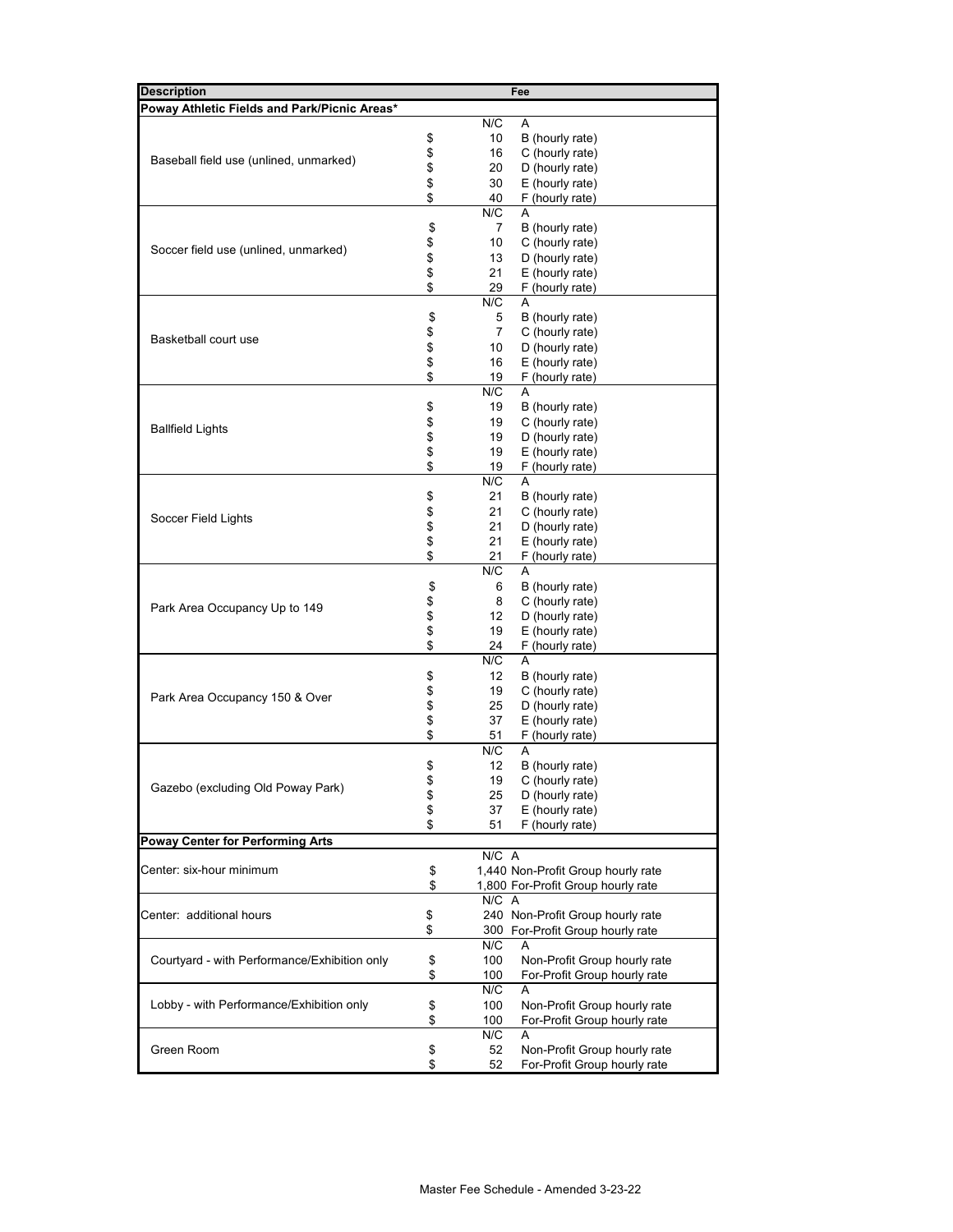| Description | | Fee | |
|---|---|---|---|
| **Poway Athletic Fields and Park/Picnic Areas*** | | | |
| Baseball field use (unlined, unmarked) | | N/C | A |
| | $ | 10 | B (hourly rate) |
| | $ | 16 | C (hourly rate) |
| | $ | 20 | D (hourly rate) |
| | $ | 30 | E (hourly rate) |
| | $ | 40 | F (hourly rate) |
| Soccer field use (unlined, unmarked) | | N/C | A |
| | $ | 7 | B (hourly rate) |
| | $ | 10 | C (hourly rate) |
| | $ | 13 | D (hourly rate) |
| | $ | 21 | E (hourly rate) |
| | $ | 29 | F (hourly rate) |
| Basketball court use | | N/C | A |
| | $ | 5 | B (hourly rate) |
| | $ | 7 | C (hourly rate) |
| | $ | 10 | D (hourly rate) |
| | $ | 16 | E (hourly rate) |
| | $ | 19 | F (hourly rate) |
| Ballfield Lights | | N/C | A |
| | $ | 19 | B (hourly rate) |
| | $ | 19 | C (hourly rate) |
| | $ | 19 | D (hourly rate) |
| | $ | 19 | E (hourly rate) |
| | $ | 19 | F (hourly rate) |
| Soccer Field Lights | | N/C | A |
| | $ | 21 | B (hourly rate) |
| | $ | 21 | C (hourly rate) |
| | $ | 21 | D (hourly rate) |
| | $ | 21 | E (hourly rate) |
| | $ | 21 | F (hourly rate) |
| Park Area Occupancy Up to 149 | | N/C | A |
| | $ | 6 | B (hourly rate) |
| | $ | 8 | C (hourly rate) |
| | $ | 12 | D (hourly rate) |
| | $ | 19 | E (hourly rate) |
| | $ | 24 | F (hourly rate) |
| Park Area Occupancy 150 & Over | | N/C | A |
| | $ | 12 | B (hourly rate) |
| | $ | 19 | C (hourly rate) |
| | $ | 25 | D (hourly rate) |
| | $ | 37 | E (hourly rate) |
| | $ | 51 | F (hourly rate) |
| Gazebo (excluding Old Poway Park) | | N/C | A |
| | $ | 12 | B (hourly rate) |
| | $ | 19 | C (hourly rate) |
| | $ | 25 | D (hourly rate) |
| | $ | 37 | E (hourly rate) |
| | $ | 51 | F (hourly rate) |
| **Poway Center for Performing Arts** | | | |
| Center: six-hour minimum | | N/C | A |
| | $ | 1,440 | Non-Profit Group hourly rate |
| | $ | 1,800 | For-Profit Group hourly rate |
| Center: additional hours | | N/C | A |
| | $ | 240 | Non-Profit Group hourly rate |
| | $ | 300 | For-Profit Group hourly rate |
| Courtyard - with Performance/Exhibition only | | N/C | A |
| | $ | 100 | Non-Profit Group hourly rate |
| | $ | 100 | For-Profit Group hourly rate |
| Lobby - with Performance/Exhibition only | | N/C | A |
| | $ | 100 | Non-Profit Group hourly rate |
| | $ | 100 | For-Profit Group hourly rate |
| Green Room | | N/C | A |
| | $ | 52 | Non-Profit Group hourly rate |
| | $ | 52 | For-Profit Group hourly rate |

Master Fee Schedule - Amended 3-23-22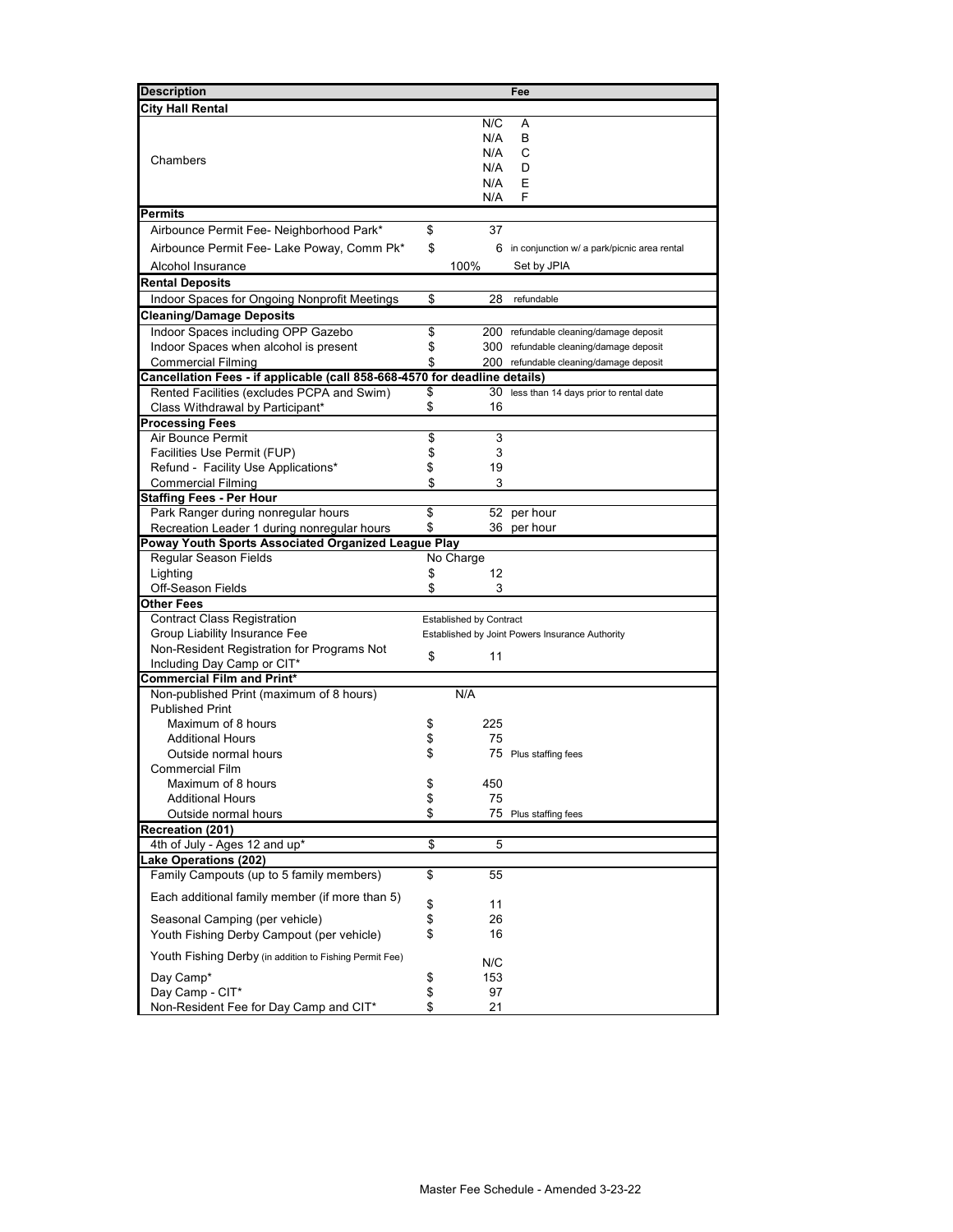| Description | Fee | |
|---|---|---|
| **City Hall Rental** | | |
| Chambers | N/C | A |
| | N/A | B |
| | N/A | C |
| | N/A | D |
| | N/A | E |
| | N/A | F |
| **Permits** | | |
| Airbounce Permit Fee- Neighborhood Park* | $ 37 | |
| Airbounce Permit Fee- Lake Poway, Comm Pk* | $ 6 | in conjunction w/ a park/picnic area rental |
| Alcohol Insurance | 100% | Set by JPIA |
| **Rental Deposits** | | |
| Indoor Spaces for Ongoing Nonprofit Meetings | $ 28 | refundable |
| **Cleaning/Damage Deposits** | | |
| Indoor Spaces including OPP Gazebo | $ 200 | refundable cleaning/damage deposit |
| Indoor Spaces when alcohol is present | $ 300 | refundable cleaning/damage deposit |
| Commercial Filming | $ 200 | refundable cleaning/damage deposit |
| **Cancellation Fees - if applicable (call 858-668-4570 for deadline details)** | | |
| Rented Facilities (excludes PCPA and Swim) | $ 30 | less than 14 days prior to rental date |
| Class Withdrawal by Participant* | $ 16 | |
| **Processing Fees** | | |
| Air Bounce Permit | $ 3 | |
| Facilities Use Permit (FUP) | $ 3 | |
| Refund - Facility Use Applications* | $ 19 | |
| Commercial Filming | $ 3 | |
| **Staffing Fees - Per Hour** | | |
| Park Ranger during nonregular hours | $ 52 | per hour |
| Recreation Leader 1 during nonregular hours | $ 36 | per hour |
| **Poway Youth Sports Associated Organized League Play** | | |
| Regular Season Fields | No Charge | |
| Lighting | $ 12 | |
| Off-Season Fields | $ 3 | |
| **Other Fees** | | |
| Contract Class Registration | Established by Contract | |
| Group Liability Insurance Fee | Established by Joint Powers Insurance Authority | |
| Non-Resident Registration for Programs Not Including Day Camp or CIT* | $ 11 | |
| **Commercial Film and Print*** | | |
| Non-published Print (maximum of 8 hours) | N/A | |
| Published Print | | |
| Maximum of 8 hours | $ 225 | |
| Additional Hours | $ 75 | |
| Outside normal hours | $ 75 | Plus staffing fees |
| Commercial Film | | |
| Maximum of 8 hours | $ 450 | |
| Additional Hours | $ 75 | |
| Outside normal hours | $ 75 | Plus staffing fees |
| **Recreation (201)** | | |
| 4th of July - Ages 12 and up* | $ 5 | |
| **Lake Operations (202)** | | |
| Family Campouts (up to 5 family members) | $ 55 | |
| Each additional family member (if more than 5) | $ 11 | |
| Seasonal Camping (per vehicle) | $ 26 | |
| Youth Fishing Derby Campout (per vehicle) | $ 16 | |
| Youth Fishing Derby (in addition to Fishing Permit Fee) | N/C | |
| Day Camp* | $ 153 | |
| Day Camp - CIT* | $ 97 | |
| Non-Resident Fee for Day Camp and CIT* | $ 21 | |

Master Fee Schedule - Amended 3-23-22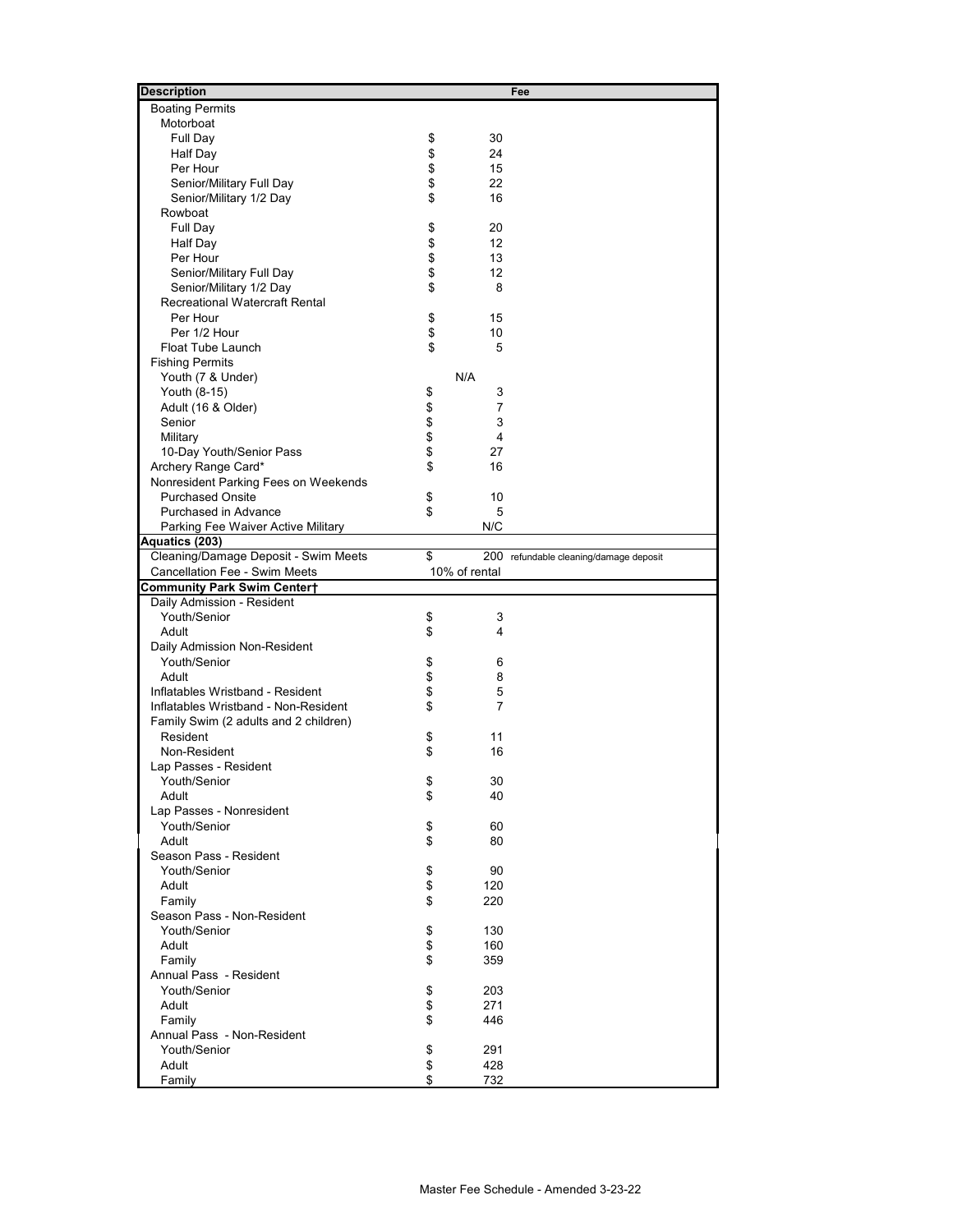| Description | Fee | |
|---|---|---|
| Boating Permits | | |
| Motorboat | | |
| Full Day | $ 30 | |
| Half Day | $ 24 | |
| Per Hour | $ 15 | |
| Senior/Military Full Day | $ 22 | |
| Senior/Military 1/2 Day | $ 16 | |
| Rowboat | | |
| Full Day | $ 20 | |
| Half Day | $ 12 | |
| Per Hour | $ 13 | |
| Senior/Military Full Day | $ 12 | |
| Senior/Military 1/2 Day | $ 8 | |
| Recreational Watercraft Rental | | |
| Per Hour | $ 15 | |
| Per 1/2 Hour | $ 10 | |
| Float Tube Launch | $ 5 | |
| Fishing Permits | | |
| Youth (7 & Under) | N/A | |
| Youth (8-15) | $ 3 | |
| Adult (16 & Older) | $ 7 | |
| Senior | $ 3 | |
| Military | $ 4 | |
| 10-Day Youth/Senior Pass | $ 27 | |
| Archery Range Card* | $ 16 | |
| Nonresident Parking Fees on Weekends | | |
| Purchased Onsite | $ 10 | |
| Purchased in Advance | $ 5 | |
| Parking Fee Waiver Active Military | N/C | |
| **Aquatics (203)** | | |
| Cleaning/Damage Deposit - Swim Meets | $ 200 | refundable cleaning/damage deposit |
| Cancellation Fee - Swim Meets | 10% of rental | |
| **Community Park Swim Center†** | | |
| Daily Admission - Resident | | |
| Youth/Senior | $ 3 | |
| Adult | $ 4 | |
| Daily Admission Non-Resident | | |
| Youth/Senior | $ 6 | |
| Adult | $ 8 | |
| Inflatables Wristband - Resident | $ 5 | |
| Inflatables Wristband - Non-Resident | $ 7 | |
| Family Swim (2 adults and 2 children) | | |
| Resident | $ 11 | |
| Non-Resident | $ 16 | |
| Lap Passes - Resident | | |
| Youth/Senior | $ 30 | |
| Adult | $ 40 | |
| Lap Passes - Nonresident | | |
| Youth/Senior | $ 60 | |
| Adult | $ 80 | |
| Season Pass - Resident | | |
| Youth/Senior | $ 90 | |
| Adult | $ 120 | |
| Family | $ 220 | |
| Season Pass - Non-Resident | | |
| Youth/Senior | $ 130 | |
| Adult | $ 160 | |
| Family | $ 359 | |
| Annual Pass - Resident | | |
| Youth/Senior | $ 203 | |
| Adult | $ 271 | |
| Family | $ 446 | |
| Annual Pass - Non-Resident | | |
| Youth/Senior | $ 291 | |
| Adult | $ 428 | |
| Family | $ 732 | |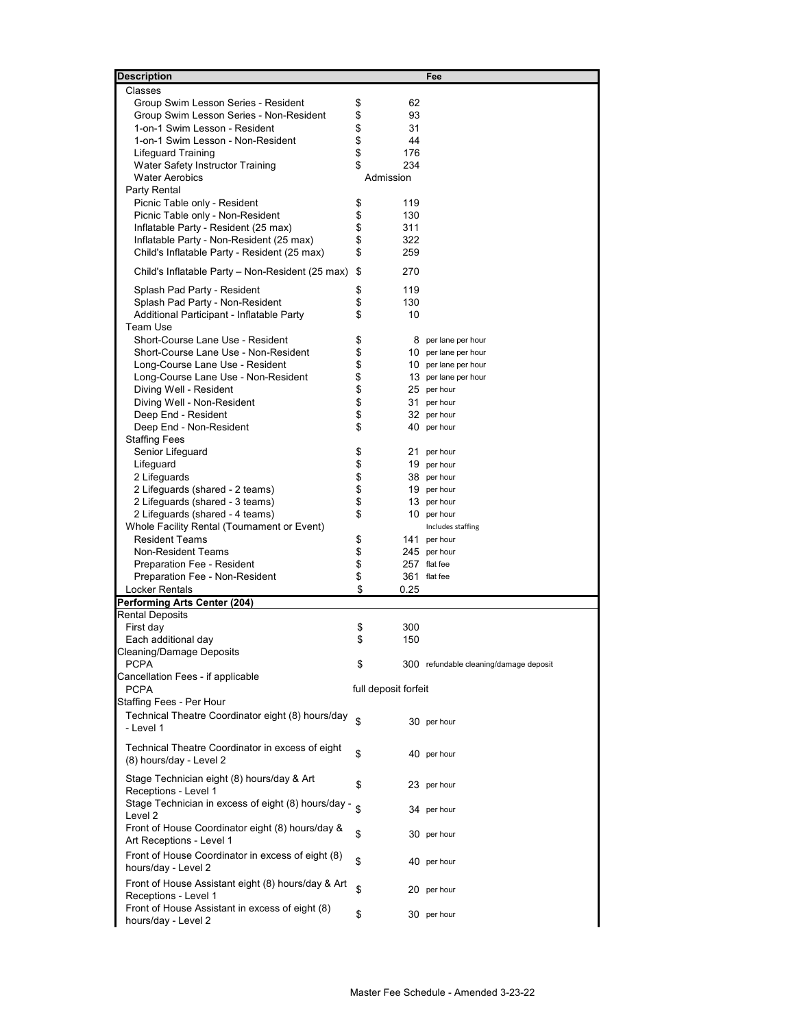| Description | | Fee | |
|---|---|---|---|
| Classes | | | |
| Group Swim Lesson Series - Resident | $ | 62 | |
| Group Swim Lesson Series - Non-Resident | $ | 93 | |
| 1-on-1 Swim Lesson - Resident | $ | 31 | |
| 1-on-1 Swim Lesson - Non-Resident | $ | 44 | |
| Lifeguard Training | $ | 176 | |
| Water Safety Instructor Training | $ | 234 | |
| Water Aerobics | | Admission | |
| Party Rental | | | |
| Picnic Table only - Resident | $ | 119 | |
| Picnic Table only - Non-Resident | $ | 130 | |
| Inflatable Party - Resident (25 max) | $ | 311 | |
| Inflatable Party - Non-Resident (25 max) | $ | 322 | |
| Child's Inflatable Party - Resident (25 max) | $ | 259 | |
| Child's Inflatable Party – Non-Resident (25 max) | $ | 270 | |
| Splash Pad Party - Resident | $ | 119 | |
| Splash Pad Party - Non-Resident | $ | 130 | |
| Additional Participant - Inflatable Party | $ | 10 | |
| Team Use | | | |
| Short-Course Lane Use - Resident | $ | 8 | per lane per hour |
| Short-Course Lane Use - Non-Resident | $ | 10 | per lane per hour |
| Long-Course Lane Use - Resident | $ | 10 | per lane per hour |
| Long-Course Lane Use - Non-Resident | $ | 13 | per lane per hour |
| Diving Well - Resident | $ | 25 | per hour |
| Diving Well - Non-Resident | $ | 31 | per hour |
| Deep End - Resident | $ | 32 | per hour |
| Deep End - Non-Resident | $ | 40 | per hour |
| Staffing Fees | | | |
| Senior Lifeguard | $ | 21 | per hour |
| Lifeguard | $ | 19 | per hour |
| 2 Lifeguards | $ | 38 | per hour |
| 2 Lifeguards (shared - 2 teams) | $ | 19 | per hour |
| 2 Lifeguards (shared - 3 teams) | $ | 13 | per hour |
| 2 Lifeguards (shared - 4 teams) | $ | 10 | per hour |
| Whole Facility Rental (Tournament or Event) | | | Includes staffing |
| Resident Teams | $ | 141 | per hour |
| Non-Resident Teams | $ | 245 | per hour |
| Preparation Fee - Resident | $ | 257 | flat fee |
| Preparation Fee - Non-Resident | $ | 361 | flat fee |
| Locker Rentals | $ | 0.25 | |
| **Performing Arts Center (204)** | | | |
| Rental Deposits | | | |
| First day | $ | 300 | |
| Each additional day | $ | 150 | |
| Cleaning/Damage Deposits | | | |
| PCPA | $ | 300 | refundable cleaning/damage deposit |
| Cancellation Fees - if applicable | | | |
| PCPA | | full deposit forfeit | |
| Staffing Fees - Per Hour | | | |
| Technical Theatre Coordinator eight (8) hours/day - Level 1 | $ | 30 | per hour |
| Technical Theatre Coordinator in excess of eight (8) hours/day - Level 2 | $ | 40 | per hour |
| Stage Technician eight (8) hours/day & Art Receptions - Level 1 | $ | 23 | per hour |
| Stage Technician in excess of eight (8) hours/day - Level 2 | $ | 34 | per hour |
| Front of House Coordinator eight (8) hours/day & Art Receptions - Level 1 | $ | 30 | per hour |
| Front of House Coordinator in excess of eight (8) hours/day - Level 2 | $ | 40 | per hour |
| Front of House Assistant eight (8) hours/day & Art Receptions - Level 1 | $ | 20 | per hour |
| Front of House Assistant in excess of eight (8) hours/day - Level 2 | $ | 30 | per hour |

Master Fee Schedule - Amended 3-23-22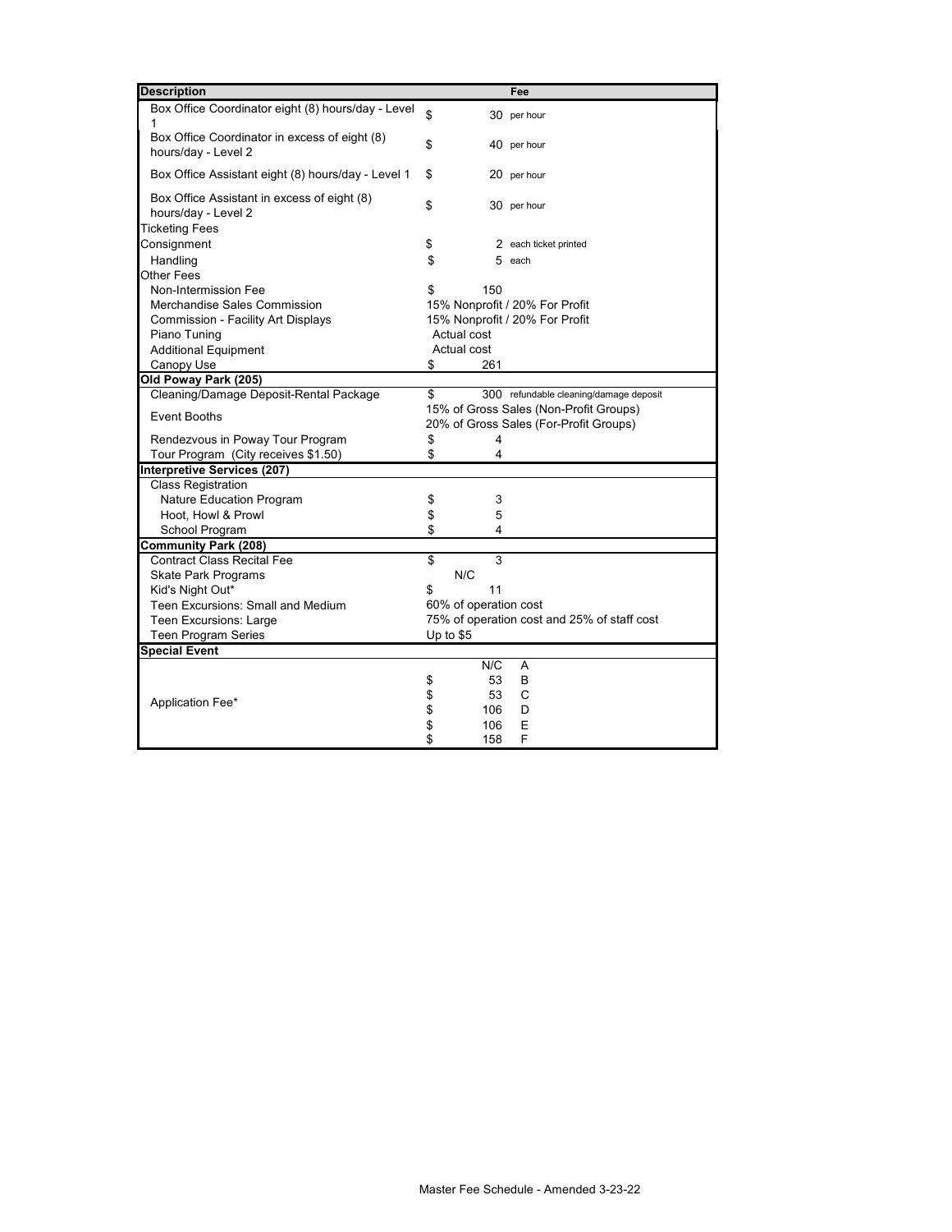| Description | Fee |
|---|---|
| Box Office Coordinator eight (8) hours/day - Level 1 | $ 30 per hour |
| Box Office Coordinator in excess of eight (8) hours/day - Level 2 | $ 40 per hour |
| Box Office Assistant eight (8) hours/day - Level 1 | $ 20 per hour |
| Box Office Assistant in excess of eight (8) hours/day - Level 2 | $ 30 per hour |
| Ticketing Fees | |
| Consignment | $ 2 each ticket printed |
| Handling | $ 5 each |
| Other Fees | |
| Non-Intermission Fee | $ 150 |
| Merchandise Sales Commission | 15% Nonprofit / 20% For Profit |
| Commission - Facility Art Displays | 15% Nonprofit / 20% For Profit |
| Piano Tuning | Actual cost |
| Additional Equipment | Actual cost |
| Canopy Use | $ 261 |
| **Old Poway Park (205)** | |
| Cleaning/Damage Deposit-Rental Package | $ 300 refundable cleaning/damage deposit |
| Event Booths | 15% of Gross Sales (Non-Profit Groups)<br>20% of Gross Sales (For-Profit Groups) |
| Rendezvous in Poway Tour Program | $ 4 |
| Tour Program (City receives $1.50) | $ 4 |
| **Interpretive Services (207)** | |
| Class Registration | |
| Nature Education Program | $ 3 |
| Hoot, Howl & Prowl | $ 5 |
| School Program | $ 4 |
| **Community Park (208)** | |
| Contract Class Recital Fee | $ 3 |
| Skate Park Programs | N/C |
| Kid's Night Out* | $ 11 |
| Teen Excursions: Small and Medium | 60% of operation cost |
| Teen Excursions: Large | 75% of operation cost and 25% of staff cost |
| Teen Program Series | Up to $5 |
| **Special Event** | |
| Application Fee* | N/C A |
| | $ 53 B |
| | $ 53 C |
| | $ 106 D |
| | $ 106 E |
| | $ 158 F |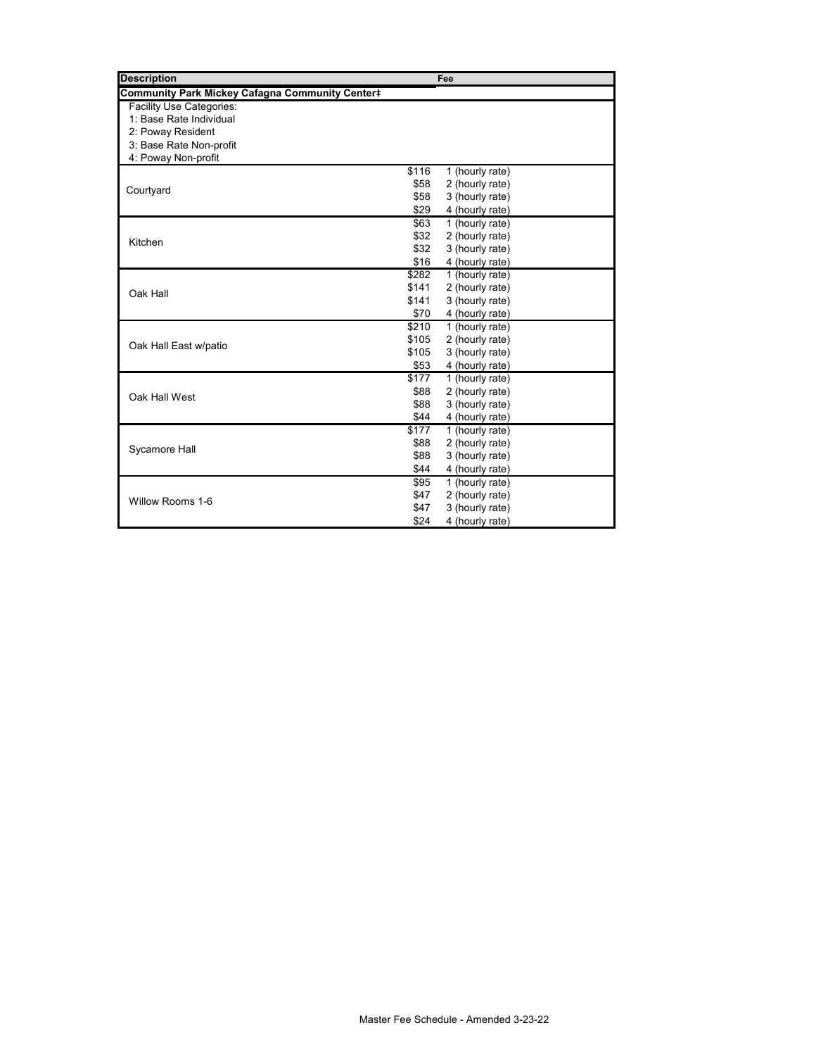| Description | Fee | |
|---|---|---|
| **Community Park Mickey Cafagna Community Center‡** | | |
| Facility Use Categories:<br>1: Base Rate Individual<br>2: Poway Resident<br>3: Base Rate Non-profit<br>4: Poway Non-profit | | |
| Courtyard | $116 | 1 (hourly rate) |
| | $58 | 2 (hourly rate) |
| | $58 | 3 (hourly rate) |
| | $29 | 4 (hourly rate) |
| Kitchen | $63 | 1 (hourly rate) |
| | $32 | 2 (hourly rate) |
| | $32 | 3 (hourly rate) |
| | $16 | 4 (hourly rate) |
| Oak Hall | $282 | 1 (hourly rate) |
| | $141 | 2 (hourly rate) |
| | $141 | 3 (hourly rate) |
| | $70 | 4 (hourly rate) |
| Oak Hall East w/patio | $210 | 1 (hourly rate) |
| | $105 | 2 (hourly rate) |
| | $105 | 3 (hourly rate) |
| | $53 | 4 (hourly rate) |
| Oak Hall West | $177 | 1 (hourly rate) |
| | $88 | 2 (hourly rate) |
| | $88 | 3 (hourly rate) |
| | $44 | 4 (hourly rate) |
| Sycamore Hall | $177 | 1 (hourly rate) |
| | $88 | 2 (hourly rate) |
| | $88 | 3 (hourly rate) |
| | $44 | 4 (hourly rate) |
| Willow Rooms 1-6 | $95 | 1 (hourly rate) |
| | $47 | 2 (hourly rate) |
| | $47 | 3 (hourly rate) |
| | $24 | 4 (hourly rate) |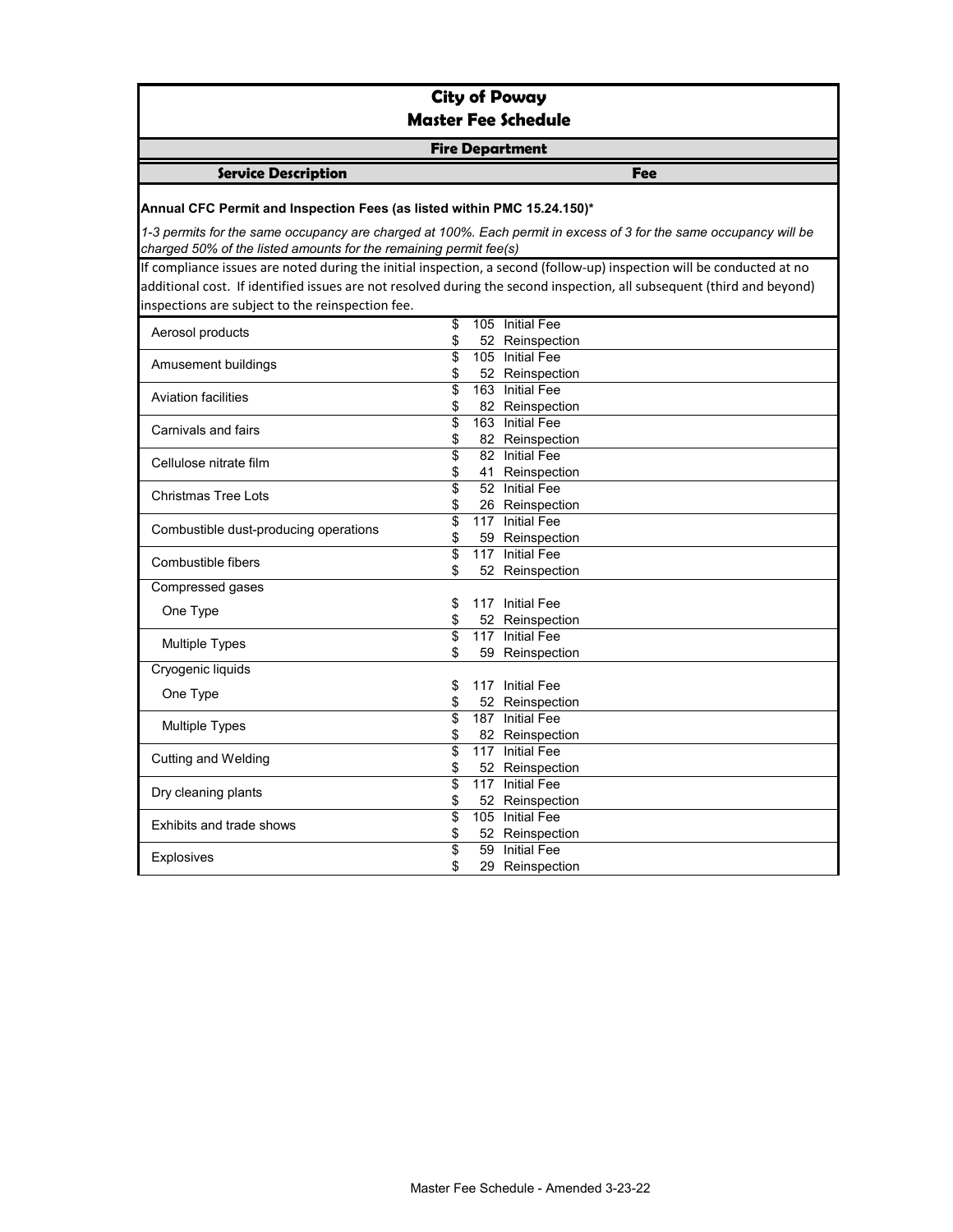# City of Poway
## Master Fee Schedule

### Fire Department

| Service Description | Fee |
|---|---|

**Annual CFC Permit and Inspection Fees (as listed within PMC 15.24.150)***

*1-3 permits for the same occupancy are charged at 100%. Each permit in excess of 3 for the same occupancy will be charged 50% of the listed amounts for the remaining permit fee(s)*

If compliance issues are noted during the initial inspection, a second (follow-up) inspection will be conducted at no additional cost. If identified issues are not resolved during the second inspection, all subsequent (third and beyond) inspections are subject to the reinspection fee.

| Service Description | Fee | |
|---|---|---|
| Aerosol products | $ 105 | Initial Fee |
| | $ 52 | Reinspection |
| Amusement buildings | $ 105 | Initial Fee |
| | $ 52 | Reinspection |
| Aviation facilities | $ 163 | Initial Fee |
| | $ 82 | Reinspection |
| Carnivals and fairs | $ 163 | Initial Fee |
| | $ 82 | Reinspection |
| Cellulose nitrate film | $ 82 | Initial Fee |
| | $ 41 | Reinspection |
| Christmas Tree Lots | $ 52 | Initial Fee |
| | $ 26 | Reinspection |
| Combustible dust-producing operations | $ 117 | Initial Fee |
| | $ 59 | Reinspection |
| Combustible fibers | $ 117 | Initial Fee |
| | $ 52 | Reinspection |
| Compressed gases | | |
| One Type | $ 117 | Initial Fee |
| | $ 52 | Reinspection |
| Multiple Types | $ 117 | Initial Fee |
| | $ 59 | Reinspection |
| Cryogenic liquids | | |
| One Type | $ 117 | Initial Fee |
| | $ 52 | Reinspection |
| Multiple Types | $ 187 | Initial Fee |
| | $ 82 | Reinspection |
| Cutting and Welding | $ 117 | Initial Fee |
| | $ 52 | Reinspection |
| Dry cleaning plants | $ 117 | Initial Fee |
| | $ 52 | Reinspection |
| Exhibits and trade shows | $ 105 | Initial Fee |
| | $ 52 | Reinspection |
| Explosives | $ 59 | Initial Fee |
| | $ 29 | Reinspection |

Master Fee Schedule - Amended 3-23-22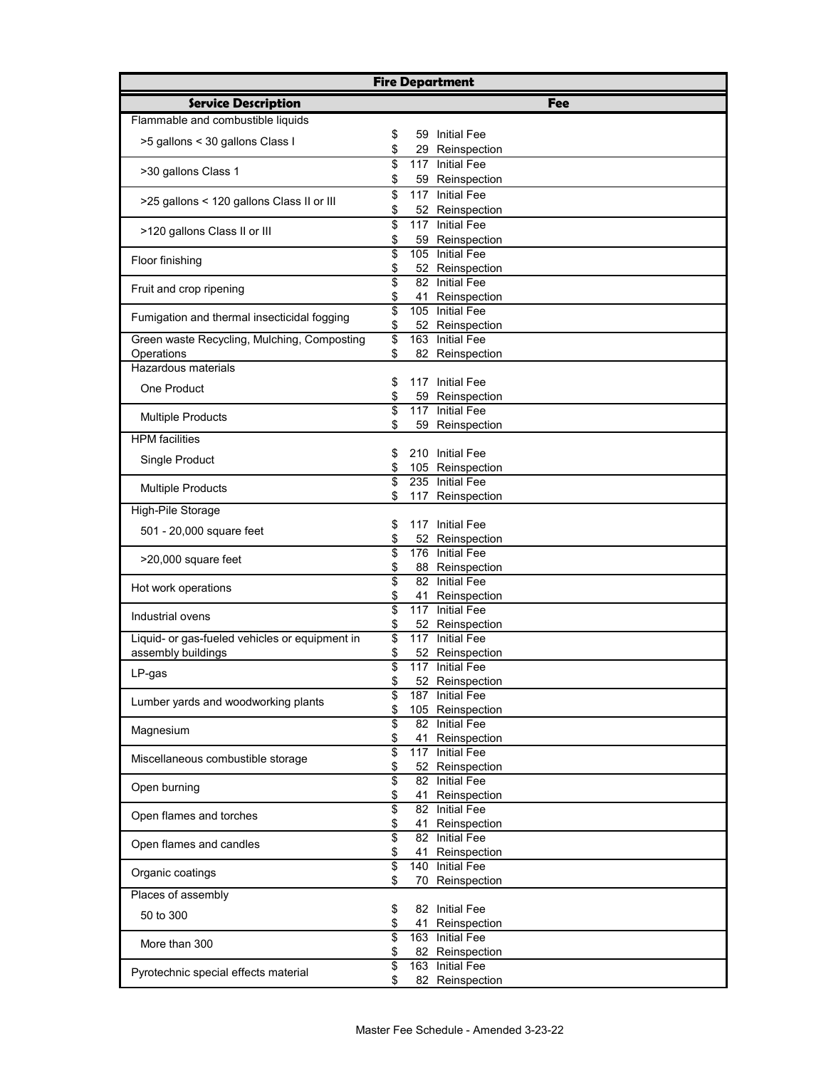| Fire Department | |
|---|---|
| **Service Description** | **Fee** |
| Flammable and combustible liquids | |
| >5 gallons < 30 gallons Class I | $ 59 Initial Fee<br>$ 29 Reinspection |
| >30 gallons Class 1 | $ 117 Initial Fee<br>$ 59 Reinspection |
| >25 gallons < 120 gallons Class II or III | $ 117 Initial Fee<br>$ 52 Reinspection |
| >120 gallons Class II or III | $ 117 Initial Fee<br>$ 59 Reinspection |
| Floor finishing | $ 105 Initial Fee<br>$ 52 Reinspection |
| Fruit and crop ripening | $ 82 Initial Fee<br>$ 41 Reinspection |
| Fumigation and thermal insecticidal fogging | $ 105 Initial Fee<br>$ 52 Reinspection |
| Green waste Recycling, Mulching, Composting Operations | $ 163 Initial Fee<br>$ 82 Reinspection |
| Hazardous materials | |
| One Product | $ 117 Initial Fee<br>$ 59 Reinspection |
| Multiple Products | $ 117 Initial Fee<br>$ 59 Reinspection |
| HPM facilities | |
| Single Product | $ 210 Initial Fee<br>$ 105 Reinspection |
| Multiple Products | $ 235 Initial Fee<br>$ 117 Reinspection |
| High-Pile Storage | |
| 501 - 20,000 square feet | $ 117 Initial Fee<br>$ 52 Reinspection |
| >20,000 square feet | $ 176 Initial Fee<br>$ 88 Reinspection |
| Hot work operations | $ 82 Initial Fee<br>$ 41 Reinspection |
| Industrial ovens | $ 117 Initial Fee<br>$ 52 Reinspection |
| Liquid- or gas-fueled vehicles or equipment in assembly buildings | $ 117 Initial Fee<br>$ 52 Reinspection |
| LP-gas | $ 117 Initial Fee<br>$ 52 Reinspection |
| Lumber yards and woodworking plants | $ 187 Initial Fee<br>$ 105 Reinspection |
| Magnesium | $ 82 Initial Fee<br>$ 41 Reinspection |
| Miscellaneous combustible storage | $ 117 Initial Fee<br>$ 52 Reinspection |
| Open burning | $ 82 Initial Fee<br>$ 41 Reinspection |
| Open flames and torches | $ 82 Initial Fee<br>$ 41 Reinspection |
| Open flames and candles | $ 82 Initial Fee<br>$ 41 Reinspection |
| Organic coatings | $ 140 Initial Fee<br>$ 70 Reinspection |
| Places of assembly | |
| 50 to 300 | $ 82 Initial Fee<br>$ 41 Reinspection |
| More than 300 | $ 163 Initial Fee<br>$ 82 Reinspection |
| Pyrotechnic special effects material | $ 163 Initial Fee<br>$ 82 Reinspection |

Master Fee Schedule - Amended 3-23-22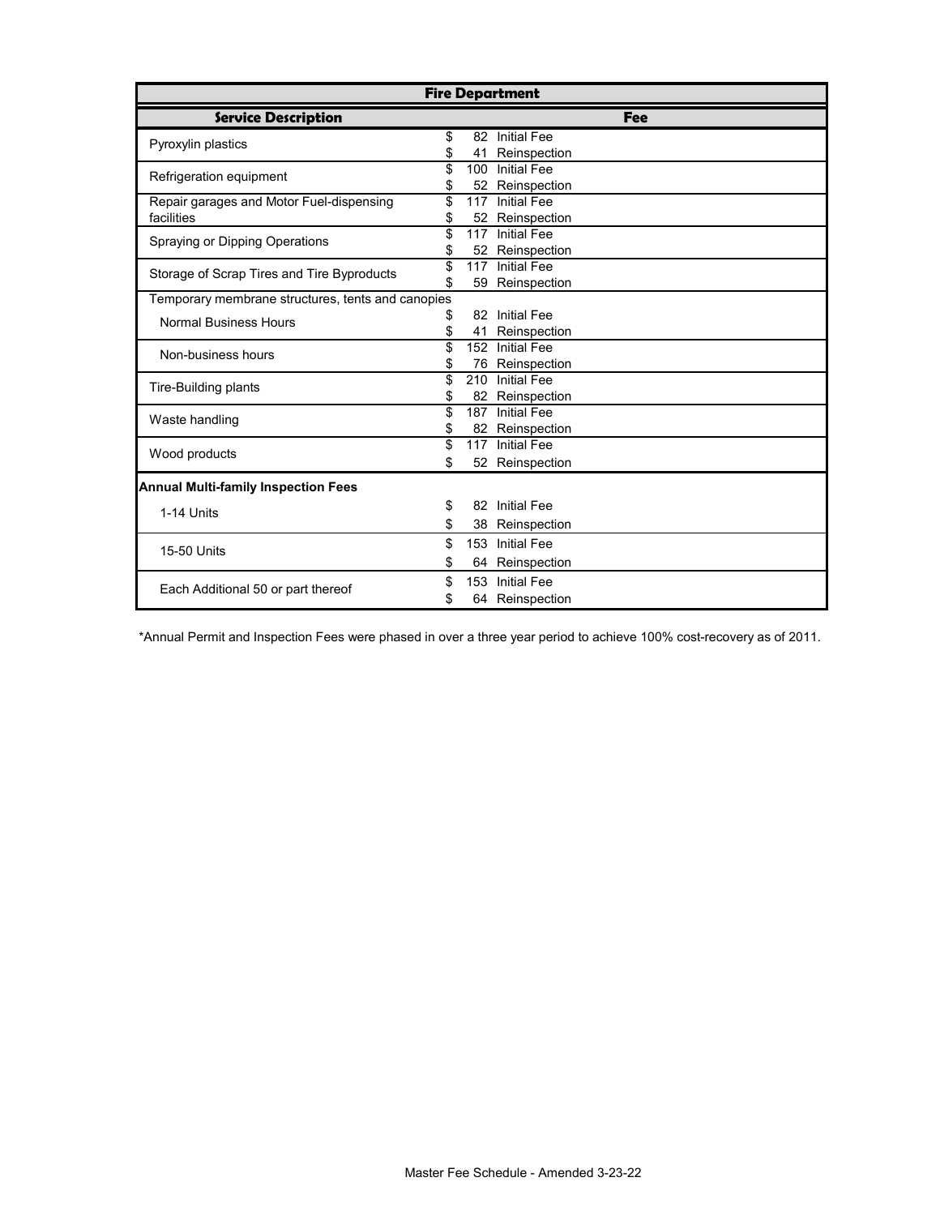| Fire Department | | |
|---|---|---|
| **Service Description** | **Fee** | |
| Pyroxylin plastics | $ 82 | Initial Fee |
| | $ 41 | Reinspection |
| Refrigeration equipment | $ 100 | Initial Fee |
| | $ 52 | Reinspection |
| Repair garages and Motor Fuel-dispensing facilities | $ 117 | Initial Fee |
| | $ 52 | Reinspection |
| Spraying or Dipping Operations | $ 117 | Initial Fee |
| | $ 52 | Reinspection |
| Storage of Scrap Tires and Tire Byproducts | $ 117 | Initial Fee |
| | $ 59 | Reinspection |
| Temporary membrane structures, tents and canopies | | |
| Normal Business Hours | $ 82 | Initial Fee |
| | $ 41 | Reinspection |
| Non-business hours | $ 152 | Initial Fee |
| | $ 76 | Reinspection |
| Tire-Building plants | $ 210 | Initial Fee |
| | $ 82 | Reinspection |
| Waste handling | $ 187 | Initial Fee |
| | $ 82 | Reinspection |
| Wood products | $ 117 | Initial Fee |
| | $ 52 | Reinspection |
| **Annual Multi-family Inspection Fees** | | |
| 1-14 Units | $ 82 | Initial Fee |
| | $ 38 | Reinspection |
| 15-50 Units | $ 153 | Initial Fee |
| | $ 64 | Reinspection |
| Each Additional 50 or part thereof | $ 153 | Initial Fee |
| | $ 64 | Reinspection |

*Annual Permit and Inspection Fees were phased in over a three year period to achieve 100% cost-recovery as of 2011.

Master Fee Schedule - Amended 3-23-22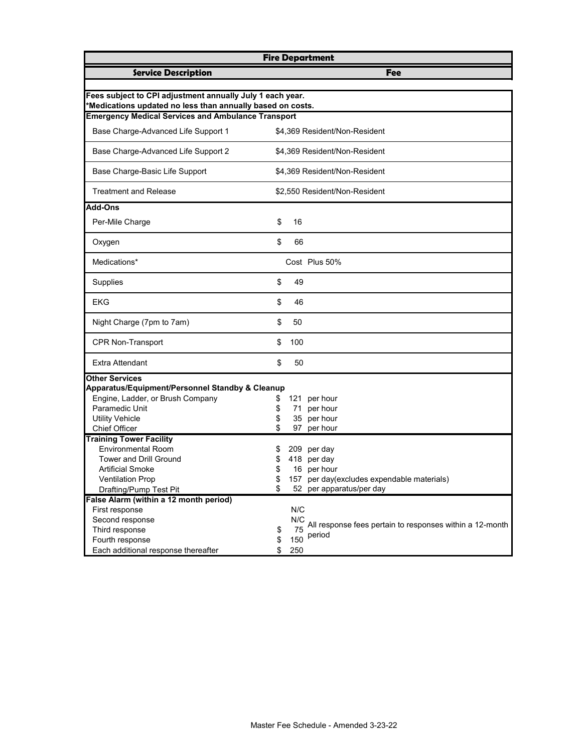| Fire Department | |
|---|---|
| **Service Description** | **Fee** |
| **Fees subject to CPI adjustment annually July 1 each year.** | |
| **\*Medications updated no less than annually based on costs.** | |
| **Emergency Medical Services and Ambulance Transport** | |
| Base Charge-Advanced Life Support 1 | $4,369 Resident/Non-Resident |
| Base Charge-Advanced Life Support 2 | $4,369 Resident/Non-Resident |
| Base Charge-Basic Life Support | $4,369 Resident/Non-Resident |
| Treatment and Release | $2,550 Resident/Non-Resident |
| **Add-Ons** | |
| Per-Mile Charge | $ 16 |
| Oxygen | $ 66 |
| Medications* | Cost Plus 50% |
| Supplies | $ 49 |
| EKG | $ 46 |
| Night Charge (7pm to 7am) | $ 50 |
| CPR Non-Transport | $ 100 |
| Extra Attendant | $ 50 |
| **Other Services** | |
| **Apparatus/Equipment/Personnel Standby & Cleanup** | |
| Engine, Ladder, or Brush Company | $ 121 per hour |
| Paramedic Unit | $ 71 per hour |
| Utility Vehicle | $ 35 per hour |
| Chief Officer | $ 97 per hour |
| **Training Tower Facility** | |
| Environmental Room | $ 209 per day |
| Tower and Drill Ground | $ 418 per day |
| Artificial Smoke | $ 16 per hour |
| Ventilation Prop | $ 157 per day(excludes expendable materials) |
| Drafting/Pump Test Pit | $ 52 per apparatus/per day |
| **False Alarm (within a 12 month period)** | |
| First response | N/C |
| Second response | N/C |
| Third response | $ 75 |
| Fourth response | $ 150 |
| Each additional response thereafter | $ 250 |

All response fees pertain to responses within a 12-month period

Master Fee Schedule - Amended 3-23-22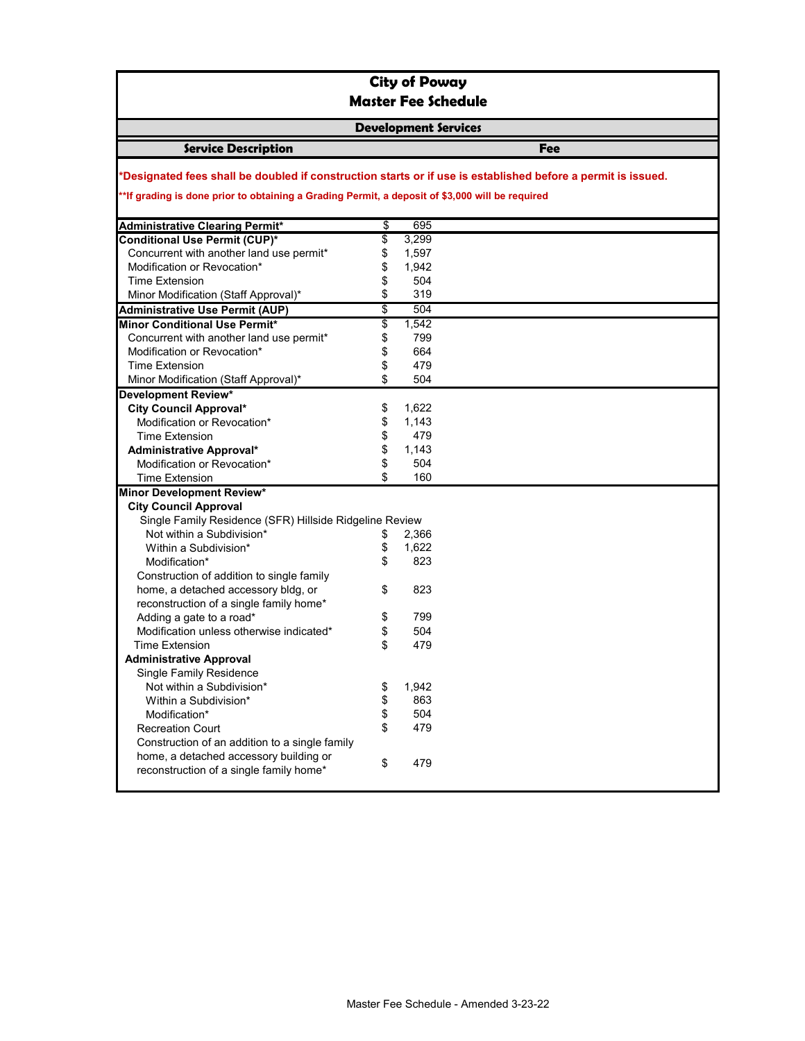# City of Poway
## Master Fee Schedule

### Development Services

*Designated fees shall be doubled if construction starts or if use is established before a permit is issued.

**If grading is done prior to obtaining a Grading Permit, a deposit of $3,000 will be required

| Service Description | Fee |
|---|---|
| **Administrative Clearing Permit*** | $ 695 |
| **Conditional Use Permit (CUP)*** | $ 3,299 |
| Concurrent with another land use permit* | $ 1,597 |
| Modification or Revocation* | $ 1,942 |
| Time Extension | $ 504 |
| Minor Modification (Staff Approval)* | $ 319 |
| **Administrative Use Permit (AUP)** | $ 504 |
| **Minor Conditional Use Permit*** | $ 1,542 |
| Concurrent with another land use permit* | $ 799 |
| Modification or Revocation* | $ 664 |
| Time Extension | $ 479 |
| Minor Modification (Staff Approval)* | $ 504 |
| **Development Review*** | |
| **City Council Approval*** | $ 1,622 |
| Modification or Revocation* | $ 1,143 |
| Time Extension | $ 479 |
| **Administrative Approval*** | $ 1,143 |
| Modification or Revocation* | $ 504 |
| Time Extension | $ 160 |
| **Minor Development Review*** | |
| **City Council Approval** | |
| Single Family Residence (SFR) Hillside Ridgeline Review | |
| Not within a Subdivision* | $ 2,366 |
| Within a Subdivision* | $ 1,622 |
| Modification* | $ 823 |
| Construction of addition to single family home, a detached accessory bldg, or reconstruction of a single family home* | $ 823 |
| Adding a gate to a road* | $ 799 |
| Modification unless otherwise indicated* | $ 504 |
| Time Extension | $ 479 |
| **Administrative Approval** | |
| Single Family Residence | |
| Not within a Subdivision* | $ 1,942 |
| Within a Subdivision* | $ 863 |
| Modification* | $ 504 |
| Recreation Court | $ 479 |
| Construction of an addition to a single family home, a detached accessory building or reconstruction of a single family home* | $ 479 |

Master Fee Schedule - Amended 3-23-22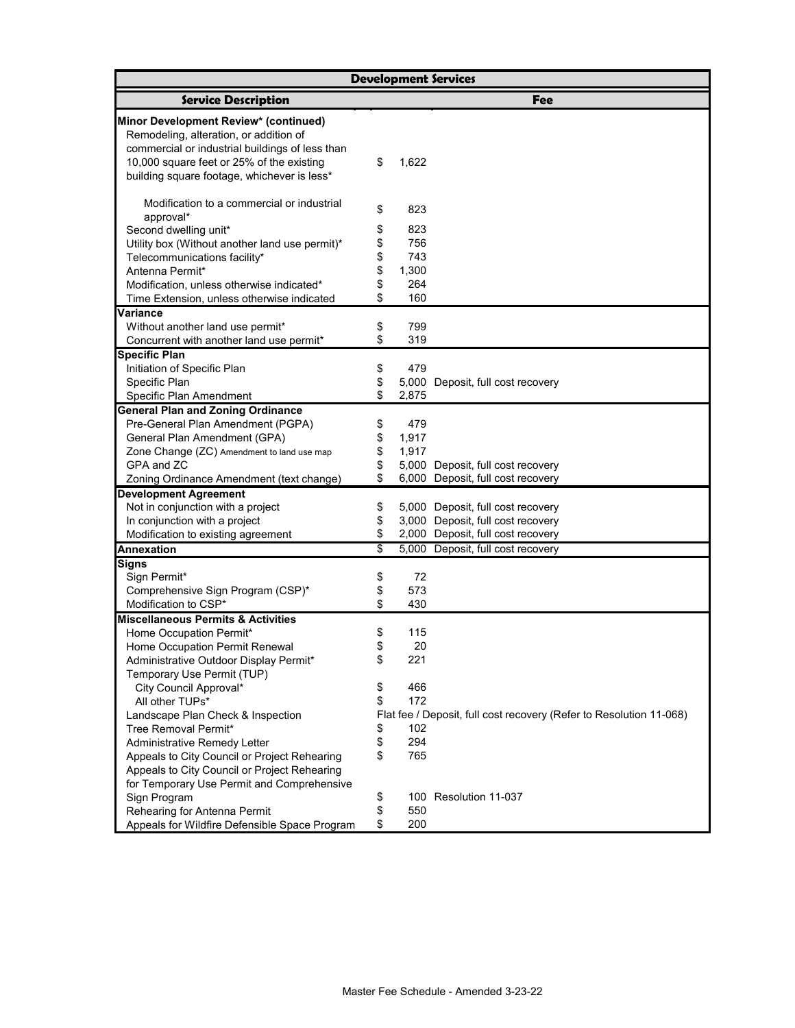| Development Services | | |
|---|---|---|
| **Service Description** | **Fee** | |
| **Minor Development Review* (continued)** | | |
| Remodeling, alteration, or addition of commercial or industrial buildings of less than 10,000 square feet or 25% of the existing building square footage, whichever is less* | $ 1,622 | |
| Modification to a commercial or industrial approval* | $ 823 | |
| Second dwelling unit* | $ 823 | |
| Utility box (Without another land use permit)* | $ 756 | |
| Telecommunications facility* | $ 743 | |
| Antenna Permit* | $ 1,300 | |
| Modification, unless otherwise indicated* | $ 264 | |
| Time Extension, unless otherwise indicated | $ 160 | |
| **Variance** | | |
| Without another land use permit* | $ 799 | |
| Concurrent with another land use permit* | $ 319 | |
| **Specific Plan** | | |
| Initiation of Specific Plan | $ 479 | |
| Specific Plan | $ 5,000 | Deposit, full cost recovery |
| Specific Plan Amendment | $ 2,875 | |
| **General Plan and Zoning Ordinance** | | |
| Pre-General Plan Amendment (PGPA) | $ 479 | |
| General Plan Amendment (GPA) | $ 1,917 | |
| Zone Change (ZC) Amendment to land use map | $ 1,917 | |
| GPA and ZC | $ 5,000 | Deposit, full cost recovery |
| Zoning Ordinance Amendment (text change) | $ 6,000 | Deposit, full cost recovery |
| **Development Agreement** | | |
| Not in conjunction with a project | $ 5,000 | Deposit, full cost recovery |
| In conjunction with a project | $ 3,000 | Deposit, full cost recovery |
| Modification to existing agreement | $ 2,000 | Deposit, full cost recovery |
| **Annexation** | $ 5,000 | Deposit, full cost recovery |
| **Signs** | | |
| Sign Permit* | $ 72 | |
| Comprehensive Sign Program (CSP)* | $ 573 | |
| Modification to CSP* | $ 430 | |
| **Miscellaneous Permits & Activities** | | |
| Home Occupation Permit* | $ 115 | |
| Home Occupation Permit Renewal | $ 20 | |
| Administrative Outdoor Display Permit* | $ 221 | |
| Temporary Use Permit (TUP) | | |
| City Council Approval* | $ 466 | |
| All other TUPs* | $ 172 | |
| Landscape Plan Check & Inspection | Flat fee / Deposit, full cost recovery (Refer to Resolution 11-068) | |
| Tree Removal Permit* | $ 102 | |
| Administrative Remedy Letter | $ 294 | |
| Appeals to City Council or Project Rehearing | $ 765 | |
| Appeals to City Council or Project Rehearing for Temporary Use Permit and Comprehensive Sign Program | $ 100 | Resolution 11-037 |
| Rehearing for Antenna Permit | $ 550 | |
| Appeals for Wildfire Defensible Space Program | $ 200 | |

Master Fee Schedule - Amended 3-23-22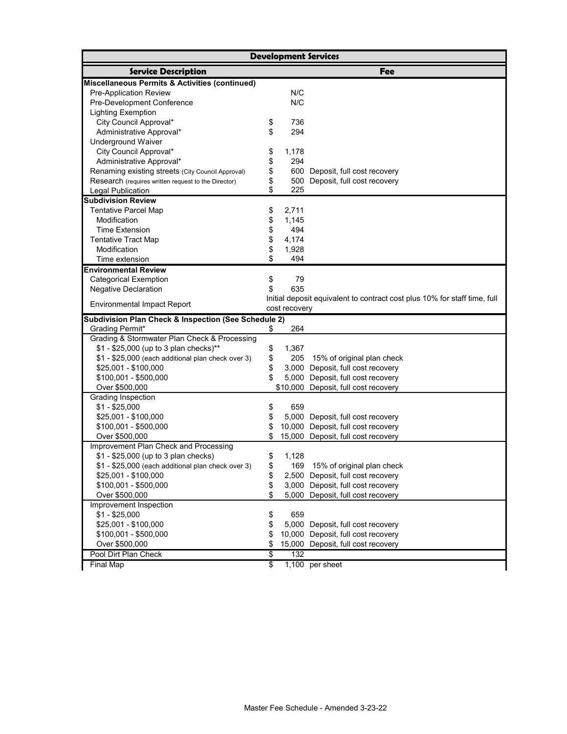| Development Services | |
|---|---|
| **Service Description** | **Fee** |
| **Miscellaneous Permits & Activities (continued)** | |
| Pre-Application Review | N/C |
| Pre-Development Conference | N/C |
| Lighting Exemption | |
| City Council Approval* | $ 736 |
| Administrative Approval* | $ 294 |
| Underground Waiver | |
| City Council Approval* | $ 1,178 |
| Administrative Approval* | $ 294 |
| Renaming existing streets (City Council Approval) | $ 600 Deposit, full cost recovery |
| Research (requires written request to the Director) | $ 500 Deposit, full cost recovery |
| Legal Publication | $ 225 |
| **Subdivision Review** | |
| Tentative Parcel Map | $ 2,711 |
| Modification | $ 1,145 |
| Time Extension | $ 494 |
| Tentative Tract Map | $ 4,174 |
| Modification | $ 1,928 |
| Time extension | $ 494 |
| **Environmental Review** | |
| Categorical Exemption | $ 79 |
| Negative Declaration | $ 635 |
| Environmental Impact Report | Initial deposit equivalent to contract cost plus 10% for staff time, full cost recovery |
| **Subdivision Plan Check & Inspection (See Schedule 2)** | |
| Grading Permit* | $ 264 |
| Grading & Stormwater Plan Check & Processing | |
| $1 - $25,000 (up to 3 plan checks)** | $ 1,367 |
| $1 - $25,000 (each additional plan check over 3) | $ 205 15% of original plan check |
| $25,001 - $100,000 | $ 3,000 Deposit, full cost recovery |
| $100,001 - $500,000 | $ 5,000 Deposit, full cost recovery |
| Over $500,000 | $10,000 Deposit, full cost recovery |
| Grading Inspection | |
| $1 - $25,000 | $ 659 |
| $25,001 - $100,000 | $ 5,000 Deposit, full cost recovery |
| $100,001 - $500,000 | $ 10,000 Deposit, full cost recovery |
| Over $500,000 | $ 15,000 Deposit, full cost recovery |
| Improvement Plan Check and Processing | |
| $1 - $25,000 (up to 3 plan checks) | $ 1,128 |
| $1 - $25,000 (each additional plan check over 3) | $ 169 15% of original plan check |
| $25,001 - $100,000 | $ 2,500 Deposit, full cost recovery |
| $100,001 - $500,000 | $ 3,000 Deposit, full cost recovery |
| Over $500,000 | $ 5,000 Deposit, full cost recovery |
| Improvement Inspection | |
| $1 - $25,000 | $ 659 |
| $25,001 - $100,000 | $ 5,000 Deposit, full cost recovery |
| $100,001 - $500,000 | $ 10,000 Deposit, full cost recovery |
| Over $500,000 | $ 15,000 Deposit, full cost recovery |
| Pool Dirt Plan Check | $ 132 |
| Final Map | $ 1,100 per sheet |

Master Fee Schedule - Amended 3-23-22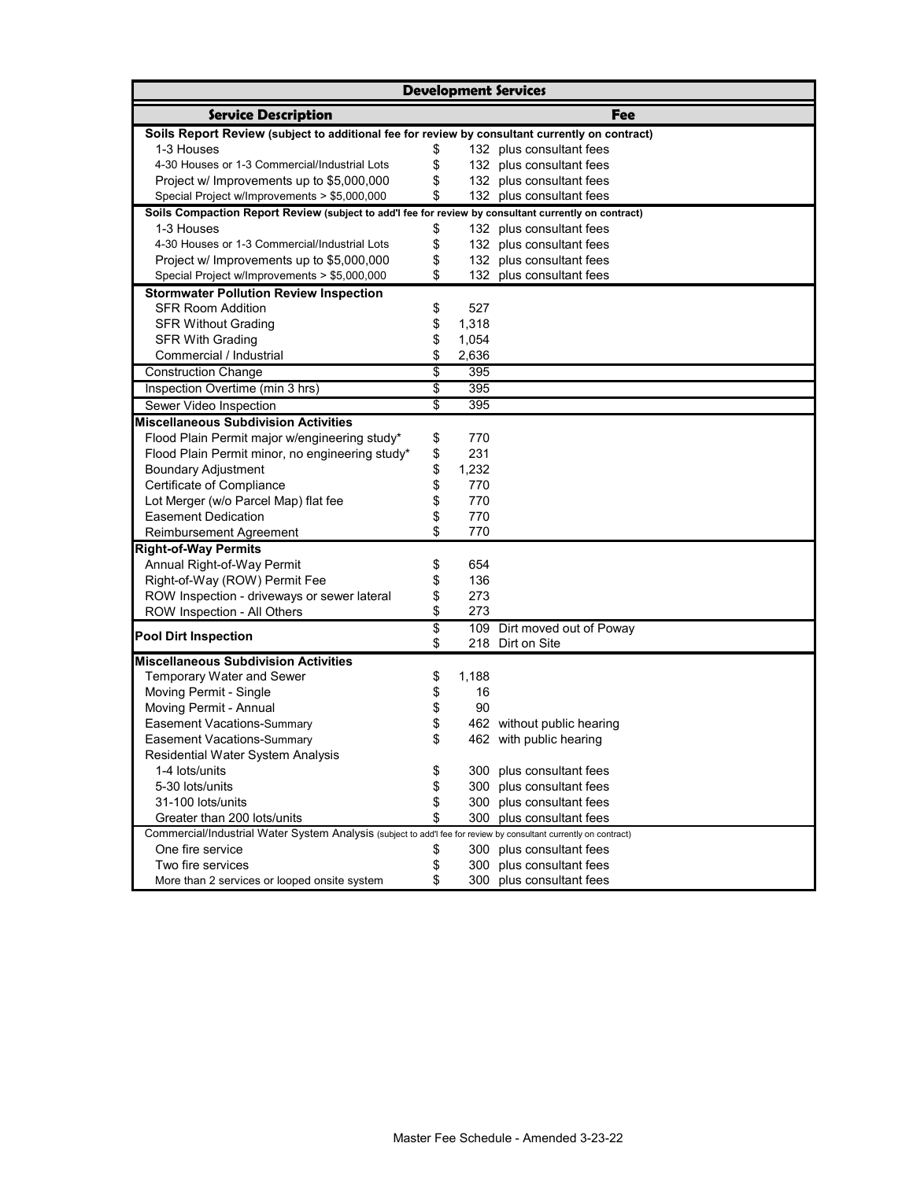| Development Services | | |
|---|---|---|
| **Service Description** | **Fee** | |
| **Soils Report Review (subject to additional fee for review by consultant currently on contract)** | | |
| 1-3 Houses | $ 132 | plus consultant fees |
| 4-30 Houses or 1-3 Commercial/Industrial Lots | $ 132 | plus consultant fees |
| Project w/ Improvements up to $5,000,000 | $ 132 | plus consultant fees |
| Special Project w/Improvements > $5,000,000 | $ 132 | plus consultant fees |
| **Soils Compaction Report Review (subject to add'l fee for review by consultant currently on contract)** | | |
| 1-3 Houses | $ 132 | plus consultant fees |
| 4-30 Houses or 1-3 Commercial/Industrial Lots | $ 132 | plus consultant fees |
| Project w/ Improvements up to $5,000,000 | $ 132 | plus consultant fees |
| Special Project w/Improvements > $5,000,000 | $ 132 | plus consultant fees |
| **Stormwater Pollution Review Inspection** | | |
| SFR Room Addition | $ 527 | |
| SFR Without Grading | $ 1,318 | |
| SFR With Grading | $ 1,054 | |
| Commercial / Industrial | $ 2,636 | |
| Construction Change | $ 395 | |
| Inspection Overtime (min 3 hrs) | $ 395 | |
| Sewer Video Inspection | $ 395 | |
| **Miscellaneous Subdivision Activities** | | |
| Flood Plain Permit major w/engineering study* | $ 770 | |
| Flood Plain Permit minor, no engineering study* | $ 231 | |
| Boundary Adjustment | $ 1,232 | |
| Certificate of Compliance | $ 770 | |
| Lot Merger (w/o Parcel Map) flat fee | $ 770 | |
| Easement Dedication | $ 770 | |
| Reimbursement Agreement | $ 770 | |
| **Right-of-Way Permits** | | |
| Annual Right-of-Way Permit | $ 654 | |
| Right-of-Way (ROW) Permit Fee | $ 136 | |
| ROW Inspection - driveways or sewer lateral | $ 273 | |
| ROW Inspection - All Others | $ 273 | |
| **Pool Dirt Inspection** | $ 109 | Dirt moved out of Poway |
| | $ 218 | Dirt on Site |
| **Miscellaneous Subdivision Activities** | | |
| Temporary Water and Sewer | $ 1,188 | |
| Moving Permit - Single | $ 16 | |
| Moving Permit - Annual | $ 90 | |
| Easement Vacations-Summary | $ 462 | without public hearing |
| Easement Vacations-Summary | $ 462 | with public hearing |
| Residential Water System Analysis | | |
| 1-4 lots/units | $ 300 | plus consultant fees |
| 5-30 lots/units | $ 300 | plus consultant fees |
| 31-100 lots/units | $ 300 | plus consultant fees |
| Greater than 200 lots/units | $ 300 | plus consultant fees |
| Commercial/Industrial Water System Analysis (subject to add'l fee for review by consultant currently on contract) | | |
| One fire service | $ 300 | plus consultant fees |
| Two fire services | $ 300 | plus consultant fees |
| More than 2 services or looped onsite system | $ 300 | plus consultant fees |

Master Fee Schedule - Amended 3-23-22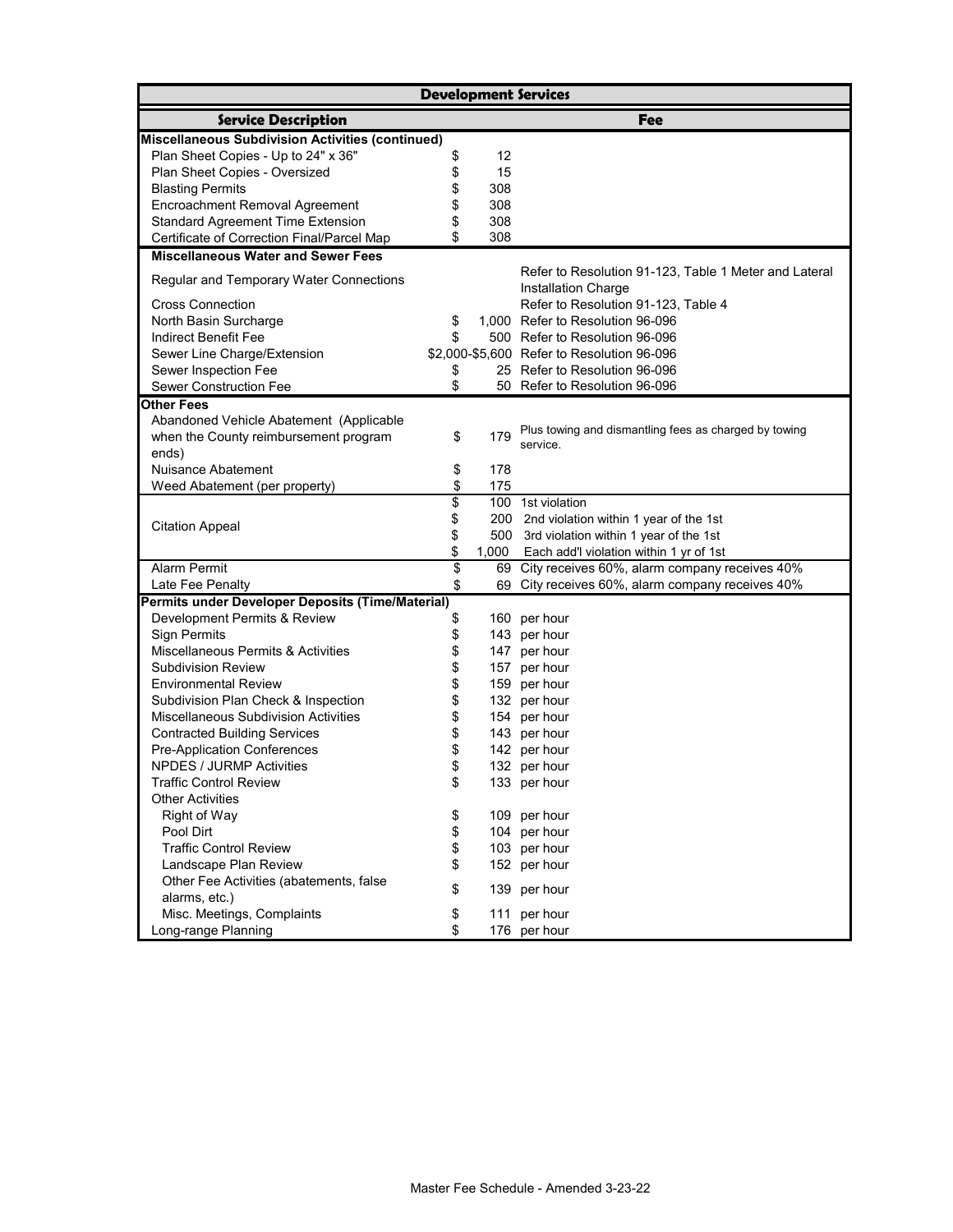| Development Services | | |
|---|---|---|
| **Service Description** | | **Fee** |
| **Miscellaneous Subdivision Activities (continued)** | | |
| Plan Sheet Copies - Up to 24" x 36" | $ 12 | |
| Plan Sheet Copies - Oversized | $ 15 | |
| Blasting Permits | $ 308 | |
| Encroachment Removal Agreement | $ 308 | |
| Standard Agreement Time Extension | $ 308 | |
| Certificate of Correction Final/Parcel Map | $ 308 | |
| **Miscellaneous Water and Sewer Fees** | | |
| Regular and Temporary Water Connections | | Refer to Resolution 91-123, Table 1 Meter and Lateral Installation Charge |
| Cross Connection | | Refer to Resolution 91-123, Table 4 |
| North Basin Surcharge | $ 1,000 | Refer to Resolution 96-096 |
| Indirect Benefit Fee | $ 500 | Refer to Resolution 96-096 |
| Sewer Line Charge/Extension | $2,000-$5,600 | Refer to Resolution 96-096 |
| Sewer Inspection Fee | $ 25 | Refer to Resolution 96-096 |
| Sewer Construction Fee | $ 50 | Refer to Resolution 96-096 |
| **Other Fees** | | |
| Abandoned Vehicle Abatement (Applicable when the County reimbursement program ends) | $ 179 | Plus towing and dismantling fees as charged by towing service. |
| Nuisance Abatement | $ 178 | |
| Weed Abatement (per property) | $ 175 | |
| Citation Appeal | $ 100 | 1st violation |
| | $ 200 | 2nd violation within 1 year of the 1st |
| | $ 500 | 3rd violation within 1 year of the 1st |
| | $ 1,000 | Each add'l violation within 1 yr of 1st |
| Alarm Permit | $ 69 | City receives 60%, alarm company receives 40% |
| Late Fee Penalty | $ 69 | City receives 60%, alarm company receives 40% |
| **Permits under Developer Deposits (Time/Material)** | | |
| Development Permits & Review | $ 160 | per hour |
| Sign Permits | $ 143 | per hour |
| Miscellaneous Permits & Activities | $ 147 | per hour |
| Subdivision Review | $ 157 | per hour |
| Environmental Review | $ 159 | per hour |
| Subdivision Plan Check & Inspection | $ 132 | per hour |
| Miscellaneous Subdivision Activities | $ 154 | per hour |
| Contracted Building Services | $ 143 | per hour |
| Pre-Application Conferences | $ 142 | per hour |
| NPDES / JURMP Activities | $ 132 | per hour |
| Traffic Control Review | $ 133 | per hour |
| Other Activities | | |
| Right of Way | $ 109 | per hour |
| Pool Dirt | $ 104 | per hour |
| Traffic Control Review | $ 103 | per hour |
| Landscape Plan Review | $ 152 | per hour |
| Other Fee Activities (abatements, false alarms, etc.) | $ 139 | per hour |
| Misc. Meetings, Complaints | $ 111 | per hour |
| Long-range Planning | $ 176 | per hour |

Master Fee Schedule - Amended 3-23-22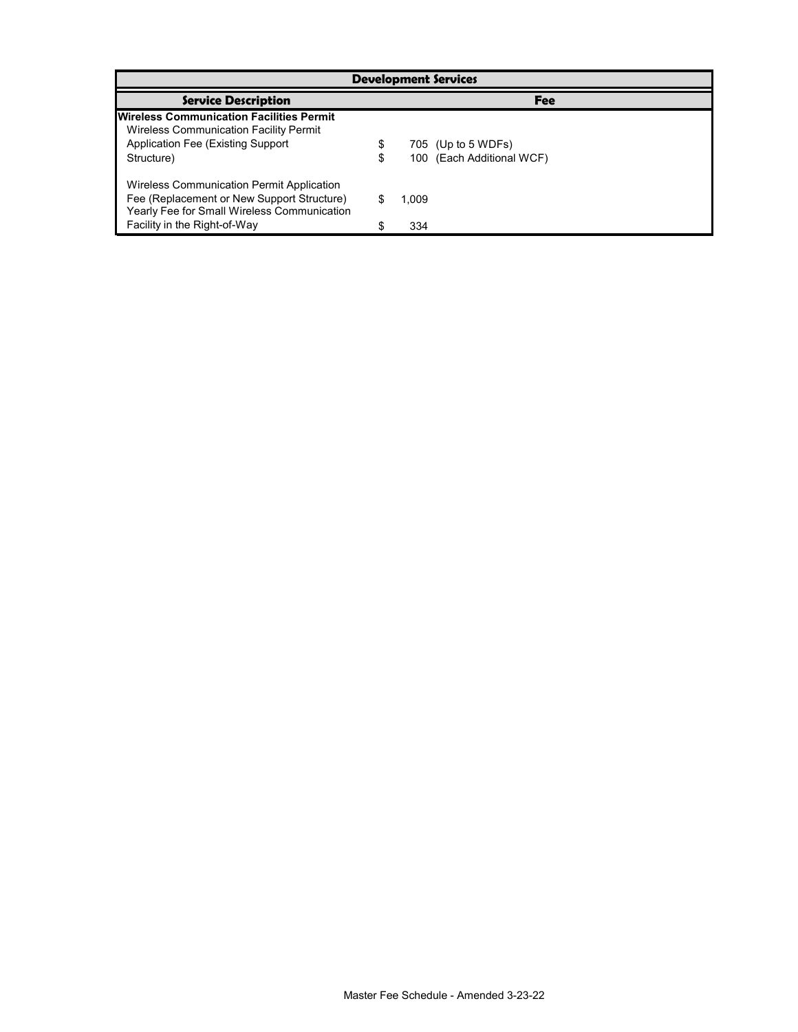| Development Services | |
|---|---|
| **Service Description** | **Fee** |
| **Wireless Communication Facilities Permit** | |
| Wireless Communication Facility Permit Application Fee (Existing Support Structure) | $ 705 (Up to 5 WDFs)<br>$ 100 (Each Additional WCF) |
| Wireless Communication Permit Application Fee (Replacement or New Support Structure) | $ 1,009 |
| Yearly Fee for Small Wireless Communication Facility in the Right-of-Way | $ 334 |

Master Fee Schedule - Amended 3-23-22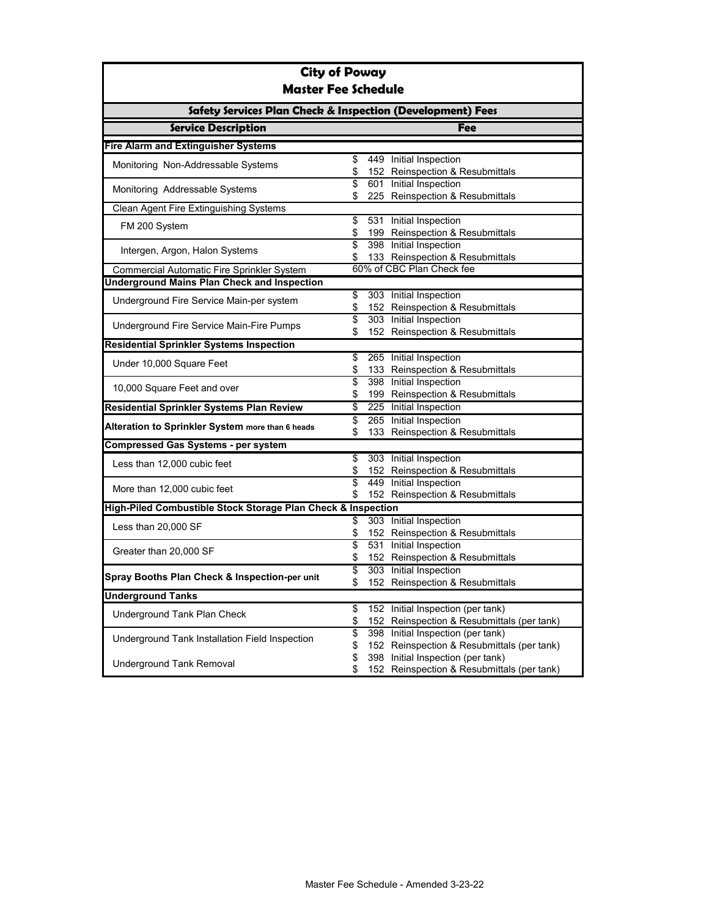# City of Poway
## Master Fee Schedule

### Safety Services Plan Check & Inspection (Development) Fees

| Service Description | Fee |
|---|---|
| **Fire Alarm and Extinguisher Systems** | |
| Monitoring Non-Addressable Systems | $ 449 Initial Inspection<br>$ 152 Reinspection & Resubmittals |
| Monitoring Addressable Systems | $ 601 Initial Inspection<br>$ 225 Reinspection & Resubmittals |
| Clean Agent Fire Extinguishing Systems | |
| FM 200 System | $ 531 Initial Inspection<br>$ 199 Reinspection & Resubmittals |
| Intergen, Argon, Halon Systems | $ 398 Initial Inspection<br>$ 133 Reinspection & Resubmittals |
| Commercial Automatic Fire Sprinkler System | 60% of CBC Plan Check fee |
| **Underground Mains Plan Check and Inspection** | |
| Underground Fire Service Main-per system | $ 303 Initial Inspection<br>$ 152 Reinspection & Resubmittals |
| Underground Fire Service Main-Fire Pumps | $ 303 Initial Inspection<br>$ 152 Reinspection & Resubmittals |
| **Residential Sprinkler Systems Inspection** | |
| Under 10,000 Square Feet | $ 265 Initial Inspection<br>$ 133 Reinspection & Resubmittals |
| 10,000 Square Feet and over | $ 398 Initial Inspection<br>$ 199 Reinspection & Resubmittals |
| **Residential Sprinkler Systems Plan Review** | $ 225 Initial Inspection |
| **Alteration to Sprinkler System more than 6 heads** | $ 265 Initial Inspection<br>$ 133 Reinspection & Resubmittals |
| **Compressed Gas Systems - per system** | |
| Less than 12,000 cubic feet | $ 303 Initial Inspection<br>$ 152 Reinspection & Resubmittals |
| More than 12,000 cubic feet | $ 449 Initial Inspection<br>$ 152 Reinspection & Resubmittals |
| **High-Piled Combustible Stock Storage Plan Check & Inspection** | |
| Less than 20,000 SF | $ 303 Initial Inspection<br>$ 152 Reinspection & Resubmittals |
| Greater than 20,000 SF | $ 531 Initial Inspection<br>$ 152 Reinspection & Resubmittals |
| **Spray Booths Plan Check & Inspection-per unit** | $ 303 Initial Inspection<br>$ 152 Reinspection & Resubmittals |
| **Underground Tanks** | |
| Underground Tank Plan Check | $ 152 Initial Inspection (per tank)<br>$ 152 Reinspection & Resubmittals (per tank) |
| Underground Tank Installation Field Inspection | $ 398 Initial Inspection (per tank)<br>$ 152 Reinspection & Resubmittals (per tank) |
| Underground Tank Removal | $ 398 Initial Inspection (per tank)<br>$ 152 Reinspection & Resubmittals (per tank) |

Master Fee Schedule - Amended 3-23-22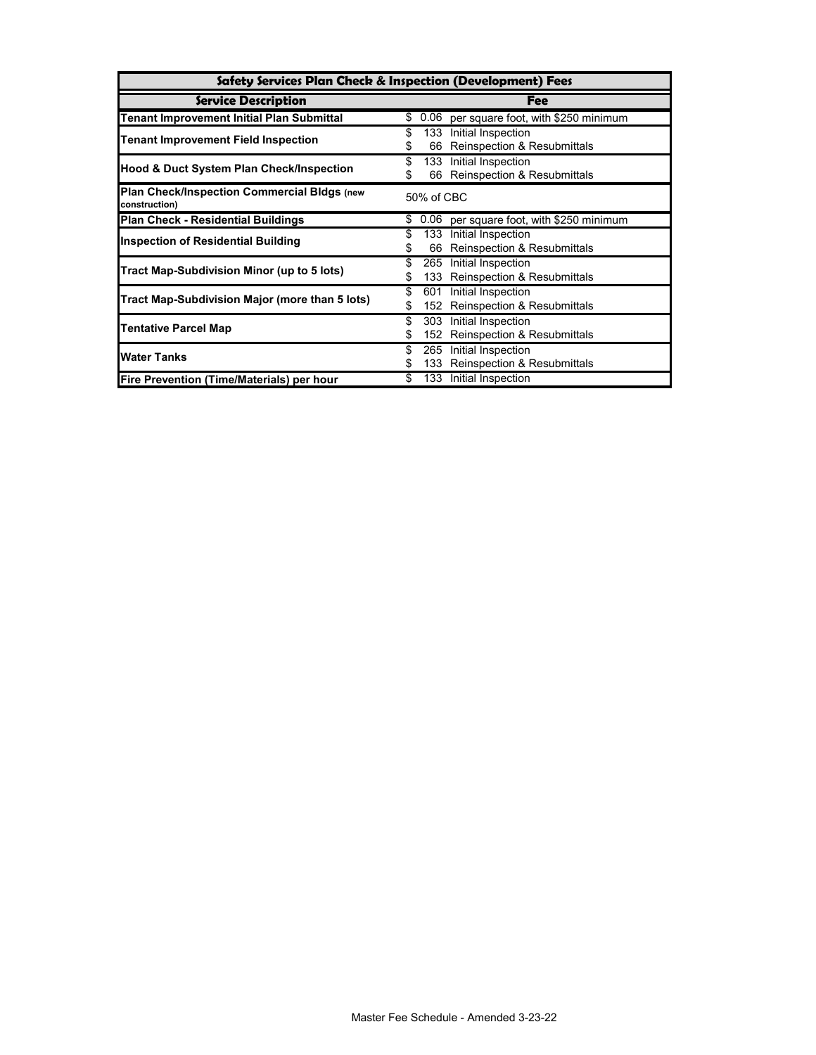| Safety Services Plan Check & Inspection (Development) Fees | |
|---|---|
| **Service Description** | **Fee** |
| **Tenant Improvement Initial Plan Submittal** | $ 0.06 per square foot, with $250 minimum |
| **Tenant Improvement Field Inspection** | $ 133 Initial Inspection<br>$ 66 Reinspection & Resubmittals |
| **Hood & Duct System Plan Check/Inspection** | $ 133 Initial Inspection<br>$ 66 Reinspection & Resubmittals |
| **Plan Check/Inspection Commercial Bldgs (new construction)** | 50% of CBC |
| **Plan Check - Residential Buildings** | $ 0.06 per square foot, with $250 minimum |
| **Inspection of Residential Building** | $ 133 Initial Inspection<br>$ 66 Reinspection & Resubmittals |
| **Tract Map-Subdivision Minor (up to 5 lots)** | $ 265 Initial Inspection<br>$ 133 Reinspection & Resubmittals |
| **Tract Map-Subdivision Major (more than 5 lots)** | $ 601 Initial Inspection<br>$ 152 Reinspection & Resubmittals |
| **Tentative Parcel Map** | $ 303 Initial Inspection<br>$ 152 Reinspection & Resubmittals |
| **Water Tanks** | $ 265 Initial Inspection<br>$ 133 Reinspection & Resubmittals |
| **Fire Prevention (Time/Materials) per hour** | $ 133 Initial Inspection |

Master Fee Schedule - Amended 3-23-22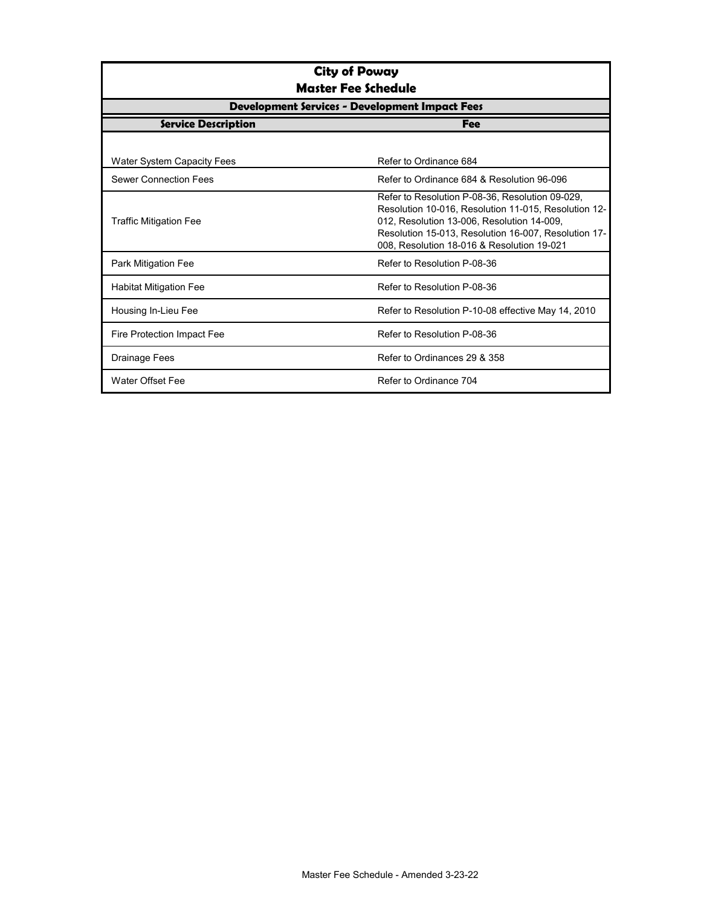# City of Poway
## Master Fee Schedule
### Development Services - Development Impact Fees

| Service Description | Fee |
|---|---|
| Water System Capacity Fees | Refer to Ordinance 684 |
| Sewer Connection Fees | Refer to Ordinance 684 & Resolution 96-096 |
| Traffic Mitigation Fee | Refer to Resolution P-08-36, Resolution 09-029, Resolution 10-016, Resolution 11-015, Resolution 12-012, Resolution 13-006, Resolution 14-009, Resolution 15-013, Resolution 16-007, Resolution 17-008, Resolution 18-016 & Resolution 19-021 |
| Park Mitigation Fee | Refer to Resolution P-08-36 |
| Habitat Mitigation Fee | Refer to Resolution P-08-36 |
| Housing In-Lieu Fee | Refer to Resolution P-10-08 effective May 14, 2010 |
| Fire Protection Impact Fee | Refer to Resolution P-08-36 |
| Drainage Fees | Refer to Ordinances 29 & 358 |
| Water Offset Fee | Refer to Ordinance 704 |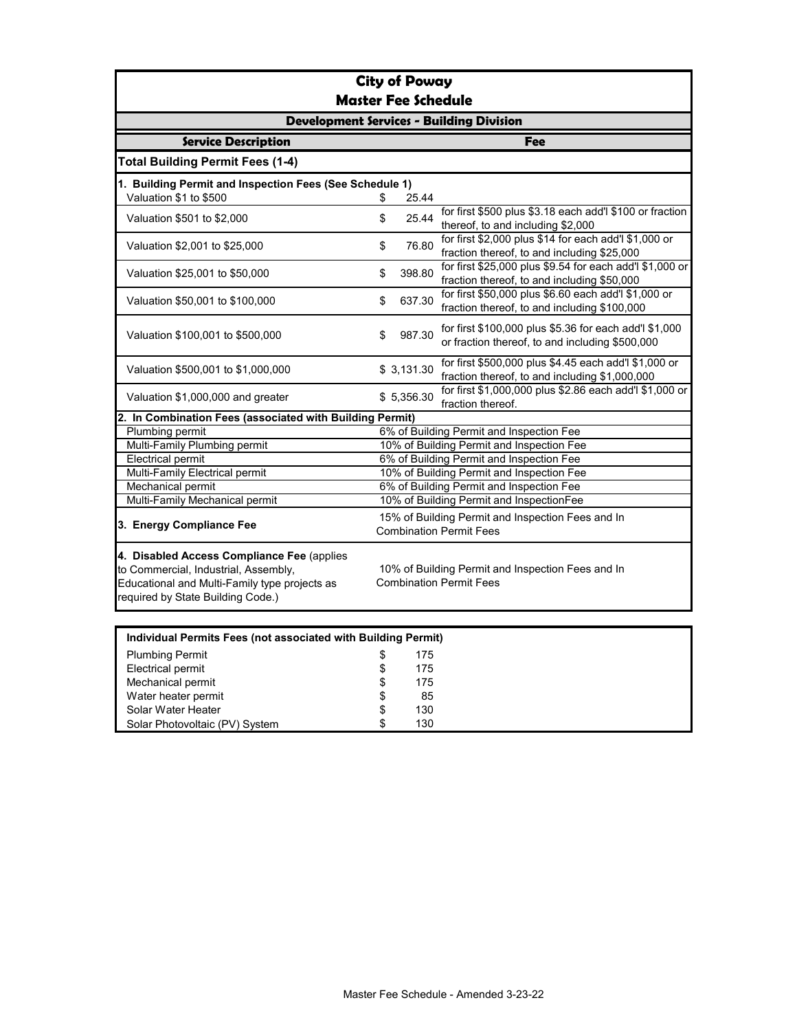# City of Poway
## Master Fee Schedule
### Development Services - Building Division

| Service Description | Fee | |
|---|---|---|
| **Total Building Permit Fees (1-4)** | | |
| **1. Building Permit and Inspection Fees (See Schedule 1)** | | |
| Valuation $1 to $500 | $ 25.44 | |
| Valuation $501 to $2,000 | $ 25.44 | for first $500 plus $3.18 each add'l $100 or fraction thereof, to and including $2,000 |
| Valuation $2,001 to $25,000 | $ 76.80 | for first $2,000 plus $14 for each add'l $1,000 or fraction thereof, to and including $25,000 |
| Valuation $25,001 to $50,000 | $ 398.80 | for first $25,000 plus $9.54 for each add'l $1,000 or fraction thereof, to and including $50,000 |
| Valuation $50,001 to $100,000 | $ 637.30 | for first $50,000 plus $6.60 each add'l $1,000 or fraction thereof, to and including $100,000 |
| Valuation $100,001 to $500,000 | $ 987.30 | for first $100,000 plus $5.36 for each add'l $1,000 or fraction thereof, to and including $500,000 |
| Valuation $500,001 to $1,000,000 | $ 3,131.30 | for first $500,000 plus $4.45 each add'l $1,000 or fraction thereof, to and including $1,000,000 |
| Valuation $1,000,000 and greater | $ 5,356.30 | for first $1,000,000 plus $2.86 each add'l $1,000 or fraction thereof. |
| **2. In Combination Fees (associated with Building Permit)** | | |
| Plumbing permit | 6% of Building Permit and Inspection Fee | |
| Multi-Family Plumbing permit | 10% of Building Permit and Inspection Fee | |
| Electrical permit | 6% of Building Permit and Inspection Fee | |
| Multi-Family Electrical permit | 10% of Building Permit and Inspection Fee | |
| Mechanical permit | 6% of Building Permit and Inspection Fee | |
| Multi-Family Mechanical permit | 10% of Building Permit and InspectionFee | |
| **3. Energy Compliance Fee** | 15% of Building Permit and Inspection Fees and In Combination Permit Fees | |
| **4. Disabled Access Compliance Fee** (applies to Commercial, Industrial, Assembly, Educational and Multi-Family type projects as required by State Building Code.) | 10% of Building Permit and Inspection Fees and In Combination Permit Fees | |

| **Individual Permits Fees (not associated with Building Permit)** | |
|---|---|
| Plumbing Permit | $ 175 |
| Electrical permit | $ 175 |
| Mechanical permit | $ 175 |
| Water heater permit | $ 85 |
| Solar Water Heater | $ 130 |
| Solar Photovoltaic (PV) System | $ 130 |

Master Fee Schedule - Amended 3-23-22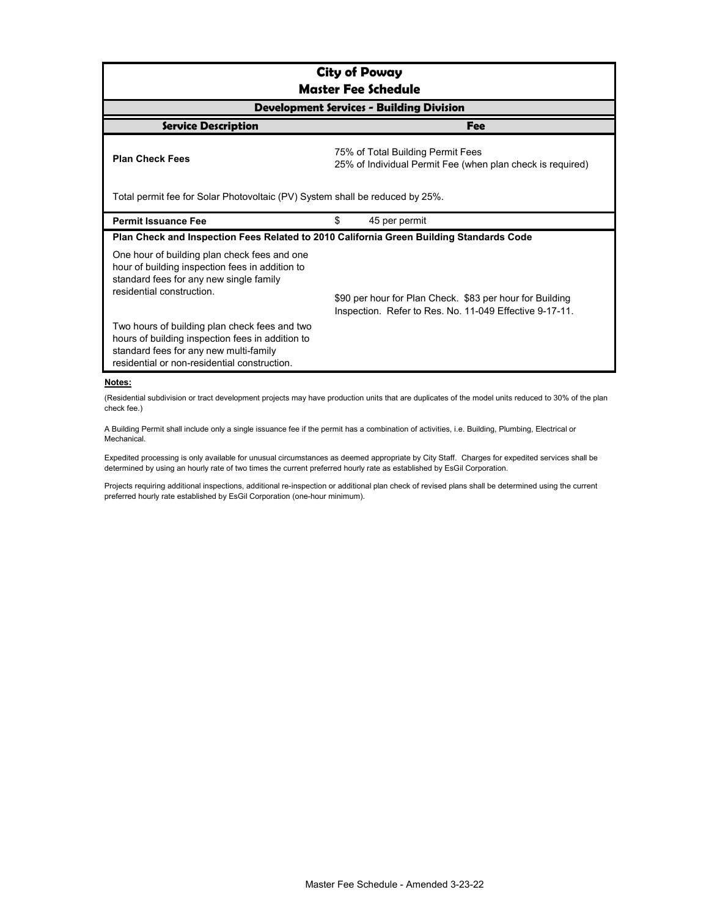# City of Poway

## Master Fee Schedule

### Development Services - Building Division

| Service Description | Fee |
|---|---|
| **Plan Check Fees** | 75% of Total Building Permit Fees<br>25% of Individual Permit Fee (when plan check is required) |
| Total permit fee for Solar Photovoltaic (PV) System shall be reduced by 25%. | |
| **Permit Issuance Fee** | $ 45 per permit |
| **Plan Check and Inspection Fees Related to 2010 California Green Building Standards Code** | |
| One hour of building plan check fees and one hour of building inspection fees in addition to standard fees for any new single family residential construction. | $90 per hour for Plan Check. $83 per hour for Building Inspection. Refer to Res. No. 11-049 Effective 9-17-11. |
| Two hours of building plan check fees and two hours of building inspection fees in addition to standard fees for any new multi-family residential or non-residential construction. | |

**Notes:**

(Residential subdivision or tract development projects may have production units that are duplicates of the model units reduced to 30% of the plan check fee.)

A Building Permit shall include only a single issuance fee if the permit has a combination of activities, i.e. Building, Plumbing, Electrical or Mechanical.

Expedited processing is only available for unusual circumstances as deemed appropriate by City Staff. Charges for expedited services shall be determined by using an hourly rate of two times the current preferred hourly rate as established by EsGil Corporation.

Projects requiring additional inspections, additional re-inspection or additional plan check of revised plans shall be determined using the current preferred hourly rate established by EsGil Corporation (one-hour minimum).

Master Fee Schedule - Amended 3-23-22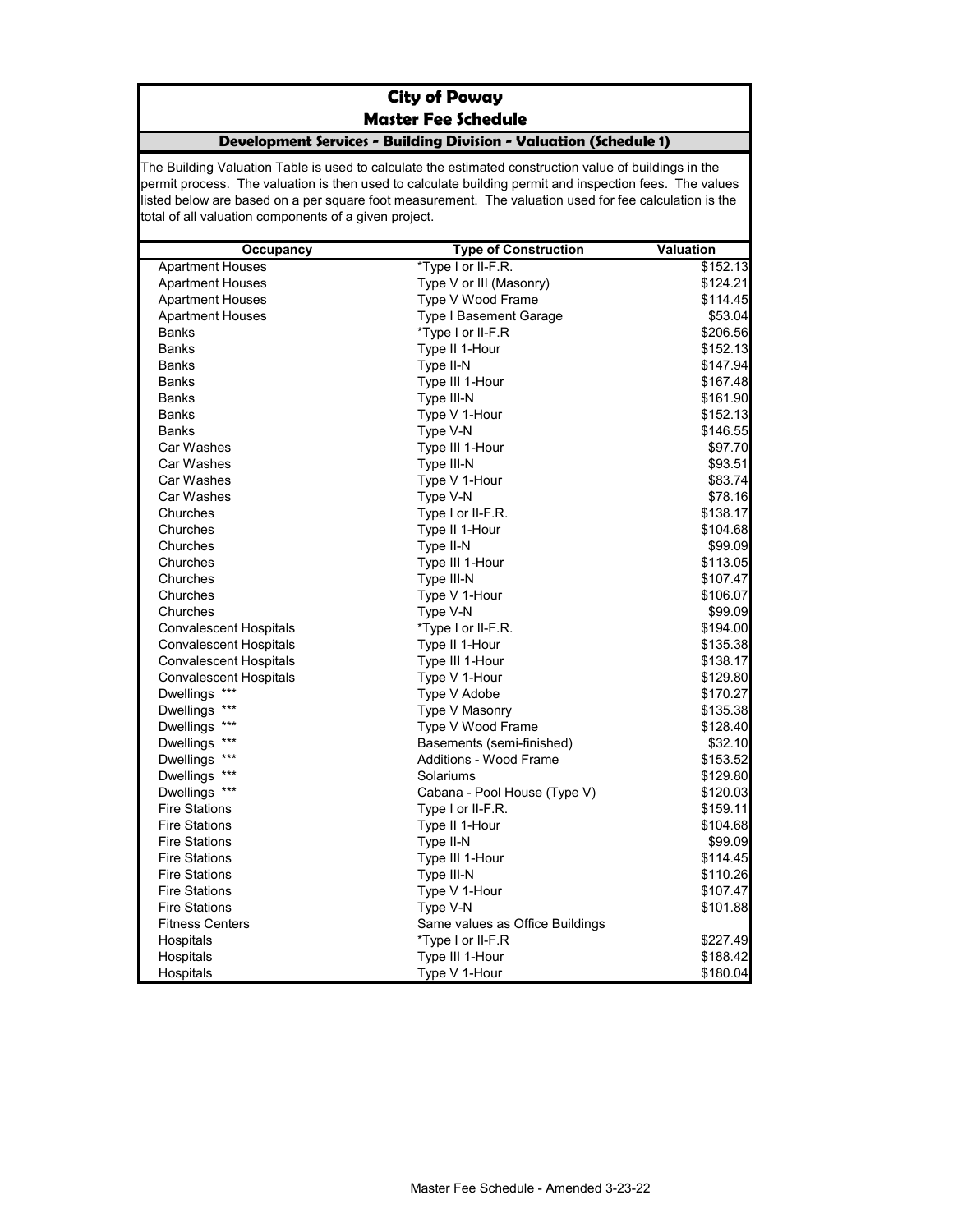# City of Poway

## Master Fee Schedule

### Development Services - Building Division - Valuation (Schedule 1)

The Building Valuation Table is used to calculate the estimated construction value of buildings in the permit process. The valuation is then used to calculate building permit and inspection fees. The values listed below are based on a per square foot measurement. The valuation used for fee calculation is the total of all valuation components of a given project.

| Occupancy | Type of Construction | Valuation |
|---|---|---|
| Apartment Houses | *Type I or II-F.R. | $152.13 |
| Apartment Houses | Type V or III (Masonry) | $124.21 |
| Apartment Houses | Type V Wood Frame | $114.45 |
| Apartment Houses | Type I Basement Garage | $53.04 |
| Banks | *Type I or II-F.R | $206.56 |
| Banks | Type II 1-Hour | $152.13 |
| Banks | Type II-N | $147.94 |
| Banks | Type III 1-Hour | $167.48 |
| Banks | Type III-N | $161.90 |
| Banks | Type V 1-Hour | $152.13 |
| Banks | Type V-N | $146.55 |
| Car Washes | Type III 1-Hour | $97.70 |
| Car Washes | Type III-N | $93.51 |
| Car Washes | Type V 1-Hour | $83.74 |
| Car Washes | Type V-N | $78.16 |
| Churches | Type I or II-F.R. | $138.17 |
| Churches | Type II 1-Hour | $104.68 |
| Churches | Type II-N | $99.09 |
| Churches | Type III 1-Hour | $113.05 |
| Churches | Type III-N | $107.47 |
| Churches | Type V 1-Hour | $106.07 |
| Churches | Type V-N | $99.09 |
| Convalescent Hospitals | *Type I or II-F.R. | $194.00 |
| Convalescent Hospitals | Type II 1-Hour | $135.38 |
| Convalescent Hospitals | Type III 1-Hour | $138.17 |
| Convalescent Hospitals | Type V 1-Hour | $129.80 |
| Dwellings *** | Type V Adobe | $170.27 |
| Dwellings *** | Type V Masonry | $135.38 |
| Dwellings *** | Type V Wood Frame | $128.40 |
| Dwellings *** | Basements (semi-finished) | $32.10 |
| Dwellings *** | Additions - Wood Frame | $153.52 |
| Dwellings *** | Solariums | $129.80 |
| Dwellings *** | Cabana - Pool House (Type V) | $120.03 |
| Fire Stations | Type I or II-F.R. | $159.11 |
| Fire Stations | Type II 1-Hour | $104.68 |
| Fire Stations | Type II-N | $99.09 |
| Fire Stations | Type III 1-Hour | $114.45 |
| Fire Stations | Type III-N | $110.26 |
| Fire Stations | Type V 1-Hour | $107.47 |
| Fire Stations | Type V-N | $101.88 |
| Fitness Centers | Same values as Office Buildings | |
| Hospitals | *Type I or II-F.R | $227.49 |
| Hospitals | Type III 1-Hour | $188.42 |
| Hospitals | Type V 1-Hour | $180.04 |

Master Fee Schedule - Amended 3-23-22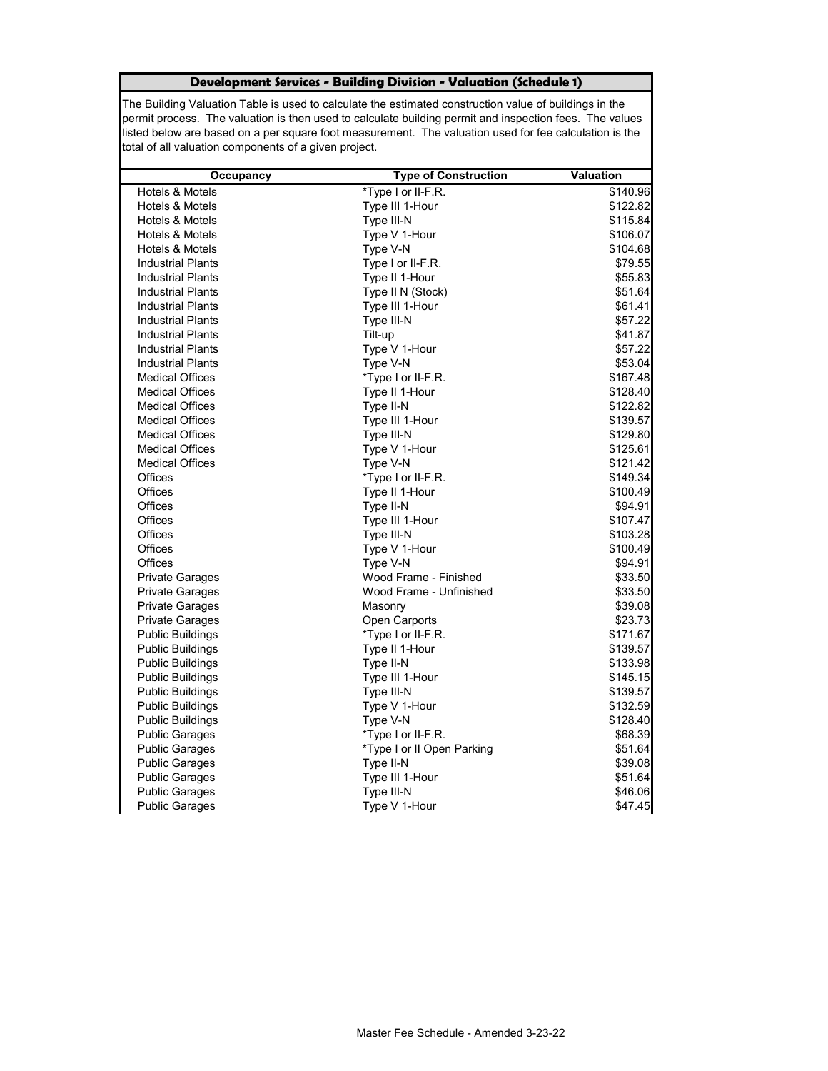## Development Services - Building Division - Valuation (Schedule 1)

The Building Valuation Table is used to calculate the estimated construction value of buildings in the permit process. The valuation is then used to calculate building permit and inspection fees. The values listed below are based on a per square foot measurement. The valuation used for fee calculation is the total of all valuation components of a given project.

| Occupancy | Type of Construction | Valuation |
|---|---|---|
| Hotels & Motels | *Type I or II-F.R. | $140.96 |
| Hotels & Motels | Type III 1-Hour | $122.82 |
| Hotels & Motels | Type III-N | $115.84 |
| Hotels & Motels | Type V 1-Hour | $106.07 |
| Hotels & Motels | Type V-N | $104.68 |
| Industrial Plants | Type I or II-F.R. | $79.55 |
| Industrial Plants | Type II 1-Hour | $55.83 |
| Industrial Plants | Type II N (Stock) | $51.64 |
| Industrial Plants | Type III 1-Hour | $61.41 |
| Industrial Plants | Type III-N | $57.22 |
| Industrial Plants | Tilt-up | $41.87 |
| Industrial Plants | Type V 1-Hour | $57.22 |
| Industrial Plants | Type V-N | $53.04 |
| Medical Offices | *Type I or II-F.R. | $167.48 |
| Medical Offices | Type II 1-Hour | $128.40 |
| Medical Offices | Type II-N | $122.82 |
| Medical Offices | Type III 1-Hour | $139.57 |
| Medical Offices | Type III-N | $129.80 |
| Medical Offices | Type V 1-Hour | $125.61 |
| Medical Offices | Type V-N | $121.42 |
| Offices | *Type I or II-F.R. | $149.34 |
| Offices | Type II 1-Hour | $100.49 |
| Offices | Type II-N | $94.91 |
| Offices | Type III 1-Hour | $107.47 |
| Offices | Type III-N | $103.28 |
| Offices | Type V 1-Hour | $100.49 |
| Offices | Type V-N | $94.91 |
| Private Garages | Wood Frame - Finished | $33.50 |
| Private Garages | Wood Frame - Unfinished | $33.50 |
| Private Garages | Masonry | $39.08 |
| Private Garages | Open Carports | $23.73 |
| Public Buildings | *Type I or II-F.R. | $171.67 |
| Public Buildings | Type II 1-Hour | $139.57 |
| Public Buildings | Type II-N | $133.98 |
| Public Buildings | Type III 1-Hour | $145.15 |
| Public Buildings | Type III-N | $139.57 |
| Public Buildings | Type V 1-Hour | $132.59 |
| Public Buildings | Type V-N | $128.40 |
| Public Garages | *Type I or II-F.R. | $68.39 |
| Public Garages | *Type I or II Open Parking | $51.64 |
| Public Garages | Type II-N | $39.08 |
| Public Garages | Type III 1-Hour | $51.64 |
| Public Garages | Type III-N | $46.06 |
| Public Garages | Type V 1-Hour | $47.45 |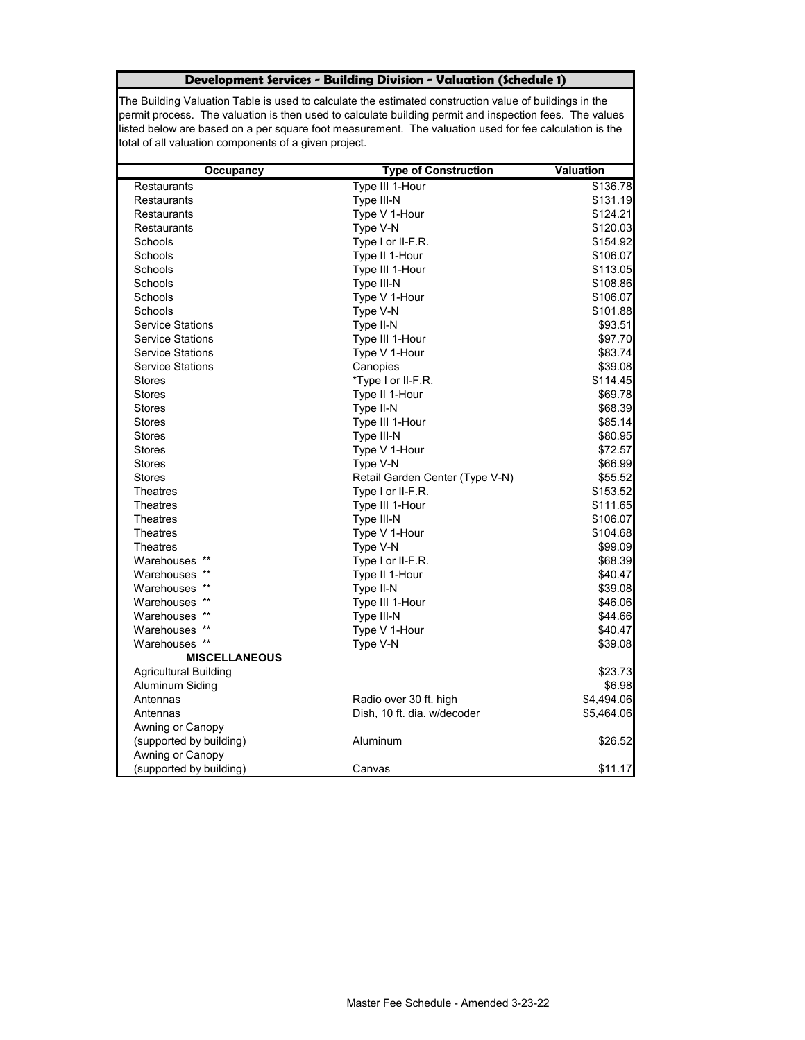## Development Services - Building Division - Valuation (Schedule 1)

The Building Valuation Table is used to calculate the estimated construction value of buildings in the permit process. The valuation is then used to calculate building permit and inspection fees. The values listed below are based on a per square foot measurement. The valuation used for fee calculation is the total of all valuation components of a given project.

| Occupancy | Type of Construction | Valuation |
|---|---|---|
| Restaurants | Type III 1-Hour | $136.78 |
| Restaurants | Type III-N | $131.19 |
| Restaurants | Type V 1-Hour | $124.21 |
| Restaurants | Type V-N | $120.03 |
| Schools | Type I or II-F.R. | $154.92 |
| Schools | Type II 1-Hour | $106.07 |
| Schools | Type III 1-Hour | $113.05 |
| Schools | Type III-N | $108.86 |
| Schools | Type V 1-Hour | $106.07 |
| Schools | Type V-N | $101.88 |
| Service Stations | Type II-N | $93.51 |
| Service Stations | Type III 1-Hour | $97.70 |
| Service Stations | Type V 1-Hour | $83.74 |
| Service Stations | Canopies | $39.08 |
| Stores | *Type I or II-F.R. | $114.45 |
| Stores | Type II 1-Hour | $69.78 |
| Stores | Type II-N | $68.39 |
| Stores | Type III 1-Hour | $85.14 |
| Stores | Type III-N | $80.95 |
| Stores | Type V 1-Hour | $72.57 |
| Stores | Type V-N | $66.99 |
| Stores | Retail Garden Center (Type V-N) | $55.52 |
| Theatres | Type I or II-F.R. | $153.52 |
| Theatres | Type III 1-Hour | $111.65 |
| Theatres | Type III-N | $106.07 |
| Theatres | Type V 1-Hour | $104.68 |
| Theatres | Type V-N | $99.09 |
| Warehouses ** | Type I or II-F.R. | $68.39 |
| Warehouses ** | Type II 1-Hour | $40.47 |
| Warehouses ** | Type II-N | $39.08 |
| Warehouses ** | Type III 1-Hour | $46.06 |
| Warehouses ** | Type III-N | $44.66 |
| Warehouses ** | Type V 1-Hour | $40.47 |
| Warehouses ** | Type V-N | $39.08 |
| **MISCELLANEOUS** | | |
| Agricultural Building | | $23.73 |
| Aluminum Siding | | $6.98 |
| Antennas | Radio over 30 ft. high | $4,494.06 |
| Antennas | Dish, 10 ft. dia. w/decoder | $5,464.06 |
| Awning or Canopy (supported by building) | Aluminum | $26.52 |
| Awning or Canopy (supported by building) | Canvas | $11.17 |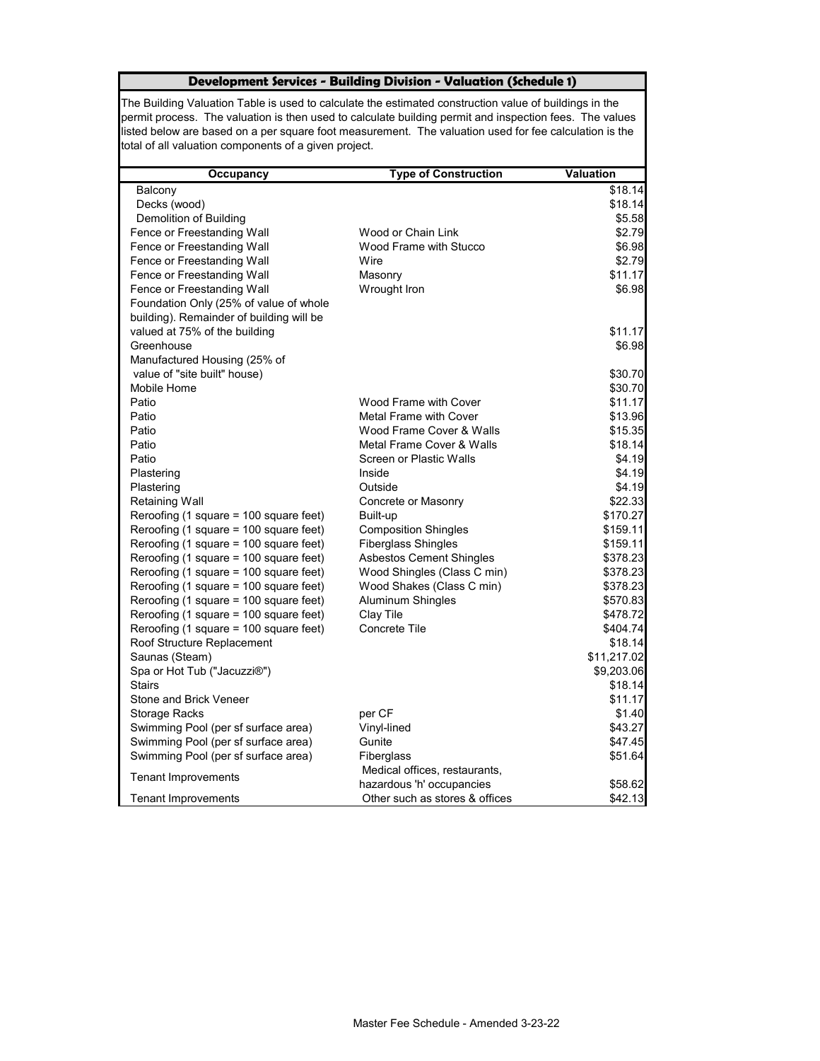## Development Services - Building Division - Valuation (Schedule 1)

The Building Valuation Table is used to calculate the estimated construction value of buildings in the permit process. The valuation is then used to calculate building permit and inspection fees. The values listed below are based on a per square foot measurement. The valuation used for fee calculation is the total of all valuation components of a given project.

| Occupancy | Type of Construction | Valuation |
|---|---|---|
| Balcony | | $18.14 |
| Decks (wood) | | $18.14 |
| Demolition of Building | | $5.58 |
| Fence or Freestanding Wall | Wood or Chain Link | $2.79 |
| Fence or Freestanding Wall | Wood Frame with Stucco | $6.98 |
| Fence or Freestanding Wall | Wire | $2.79 |
| Fence or Freestanding Wall | Masonry | $11.17 |
| Fence or Freestanding Wall | Wrought Iron | $6.98 |
| Foundation Only (25% of value of whole building). Remainder of building will be valued at 75% of the building | | $11.17 |
| Greenhouse | | $6.98 |
| Manufactured Housing (25% of value of "site built" house) | | $30.70 |
| Mobile Home | | $30.70 |
| Patio | Wood Frame with Cover | $11.17 |
| Patio | Metal Frame with Cover | $13.96 |
| Patio | Wood Frame Cover & Walls | $15.35 |
| Patio | Metal Frame Cover & Walls | $18.14 |
| Patio | Screen or Plastic Walls | $4.19 |
| Plastering | Inside | $4.19 |
| Plastering | Outside | $4.19 |
| Retaining Wall | Concrete or Masonry | $22.33 |
| Reroofing (1 square = 100 square feet) | Built-up | $170.27 |
| Reroofing (1 square = 100 square feet) | Composition Shingles | $159.11 |
| Reroofing (1 square = 100 square feet) | Fiberglass Shingles | $159.11 |
| Reroofing (1 square = 100 square feet) | Asbestos Cement Shingles | $378.23 |
| Reroofing (1 square = 100 square feet) | Wood Shingles (Class C min) | $378.23 |
| Reroofing (1 square = 100 square feet) | Wood Shakes (Class C min) | $378.23 |
| Reroofing (1 square = 100 square feet) | Aluminum Shingles | $570.83 |
| Reroofing (1 square = 100 square feet) | Clay Tile | $478.72 |
| Reroofing (1 square = 100 square feet) | Concrete Tile | $404.74 |
| Roof Structure Replacement | | $18.14 |
| Saunas (Steam) | | $11,217.02 |
| Spa or Hot Tub ("Jacuzzi®") | | $9,203.06 |
| Stairs | | $18.14 |
| Stone and Brick Veneer | | $11.17 |
| Storage Racks | per CF | $1.40 |
| Swimming Pool (per sf surface area) | Vinyl-lined | $43.27 |
| Swimming Pool (per sf surface area) | Gunite | $47.45 |
| Swimming Pool (per sf surface area) | Fiberglass | $51.64 |
| Tenant Improvements | Medical offices, restaurants, hazardous 'h' occupancies | $58.62 |
| Tenant Improvements | Other such as stores & offices | $42.13 |

Master Fee Schedule - Amended 3-23-22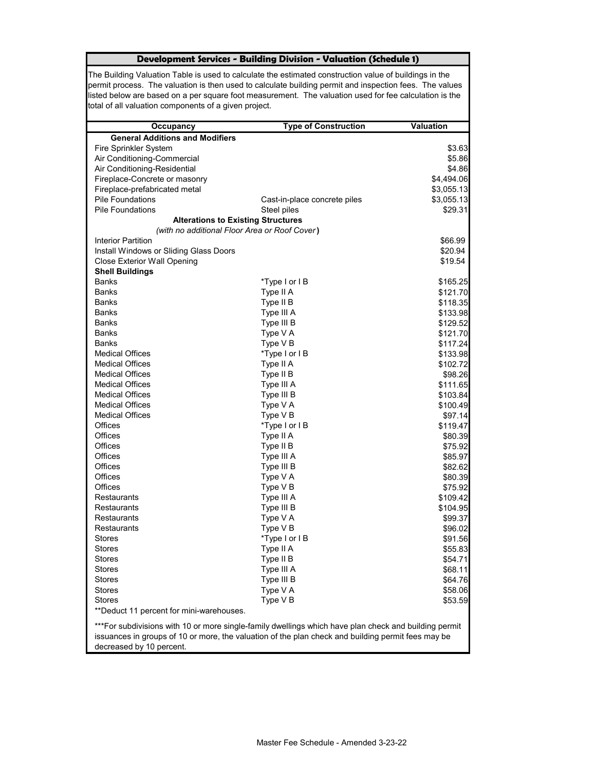## Development Services - Building Division - Valuation (Schedule 1)

The Building Valuation Table is used to calculate the estimated construction value of buildings in the permit process. The valuation is then used to calculate building permit and inspection fees. The values listed below are based on a per square foot measurement. The valuation used for fee calculation is the total of all valuation components of a given project.

| Occupancy | Type of Construction | Valuation |
|---|---|---|
| **General Additions and Modifiers** | | |
| Fire Sprinkler System | | $3.63 |
| Air Conditioning-Commercial | | $5.86 |
| Air Conditioning-Residential | | $4.86 |
| Fireplace-Concrete or masonry | | $4,494.06 |
| Fireplace-prefabricated metal | | $3,055.13 |
| Pile Foundations | Cast-in-place concrete piles | $3,055.13 |
| Pile Foundations | Steel piles | $29.31 |
| **Alterations to Existing Structures** | | |
| *(with no additional Floor Area or Roof Cover)* | | |
| Interior Partition | | $66.99 |
| Install Windows or Sliding Glass Doors | | $20.94 |
| Close Exterior Wall Opening | | $19.54 |
| **Shell Buildings** | | |
| Banks | *Type I or I B | $165.25 |
| Banks | Type II A | $121.70 |
| Banks | Type II B | $118.35 |
| Banks | Type III A | $133.98 |
| Banks | Type III B | $129.52 |
| Banks | Type V A | $121.70 |
| Banks | Type V B | $117.24 |
| Medical Offices | *Type I or I B | $133.98 |
| Medical Offices | Type II A | $102.72 |
| Medical Offices | Type II B | $98.26 |
| Medical Offices | Type III A | $111.65 |
| Medical Offices | Type III B | $103.84 |
| Medical Offices | Type V A | $100.49 |
| Medical Offices | Type V B | $97.14 |
| Offices | *Type I or I B | $119.47 |
| Offices | Type II A | $80.39 |
| Offices | Type II B | $75.92 |
| Offices | Type III A | $85.97 |
| Offices | Type III B | $82.62 |
| Offices | Type V A | $80.39 |
| Offices | Type V B | $75.92 |
| Restaurants | Type III A | $109.42 |
| Restaurants | Type III B | $104.95 |
| Restaurants | Type V A | $99.37 |
| Restaurants | Type V B | $96.02 |
| Stores | *Type I or I B | $91.56 |
| Stores | Type II A | $55.83 |
| Stores | Type II B | $54.71 |
| Stores | Type III A | $68.11 |
| Stores | Type III B | $64.76 |
| Stores | Type V A | $58.06 |
| Stores | Type V B | $53.59 |

**Deduct 11 percent for mini-warehouses.

***For subdivisions with 10 or more single-family dwellings which have plan check and building permit issuances in groups of 10 or more, the valuation of the plan check and building permit fees may be decreased by 10 percent.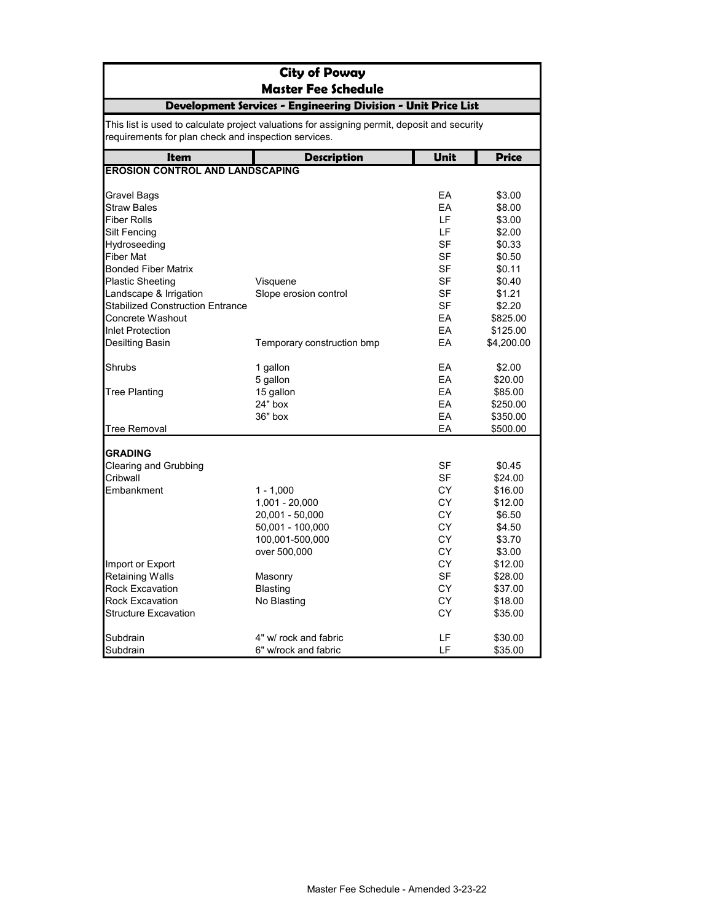# City of Poway
## Master Fee Schedule
### Development Services - Engineering Division - Unit Price List

This list is used to calculate project valuations for assigning permit, deposit and security requirements for plan check and inspection services.

| Item | Description | Unit | Price |
|---|---|---|---|
| **EROSION CONTROL AND LANDSCAPING** | | | |
| Gravel Bags | | EA | $3.00 |
| Straw Bales | | EA | $8.00 |
| Fiber Rolls | | LF | $3.00 |
| Silt Fencing | | LF | $2.00 |
| Hydroseeding | | SF | $0.33 |
| Fiber Mat | | SF | $0.50 |
| Bonded Fiber Matrix | | SF | $0.11 |
| Plastic Sheeting | Visquene | SF | $0.40 |
| Landscape & Irrigation | Slope erosion control | SF | $1.21 |
| Stabilized Construction Entrance | | SF | $2.20 |
| Concrete Washout | | EA | $825.00 |
| Inlet Protection | | EA | $125.00 |
| Desilting Basin | Temporary construction bmp | EA | $4,200.00 |
| Shrubs | 1 gallon | EA | $2.00 |
| | 5 gallon | EA | $20.00 |
| Tree Planting | 15 gallon | EA | $85.00 |
| | 24" box | EA | $250.00 |
| | 36" box | EA | $350.00 |
| Tree Removal | | EA | $500.00 |
| **GRADING** | | | |
| Clearing and Grubbing | | SF | $0.45 |
| Cribwall | | SF | $24.00 |
| Embankment | 1 - 1,000 | CY | $16.00 |
| | 1,001 - 20,000 | CY | $12.00 |
| | 20,001 - 50,000 | CY | $6.50 |
| | 50,001 - 100,000 | CY | $4.50 |
| | 100,001-500,000 | CY | $3.70 |
| | over 500,000 | CY | $3.00 |
| Import or Export | | CY | $12.00 |
| Retaining Walls | Masonry | SF | $28.00 |
| Rock Excavation | Blasting | CY | $37.00 |
| Rock Excavation | No Blasting | CY | $18.00 |
| Structure Excavation | | CY | $35.00 |
| Subdrain | 4" w/ rock and fabric | LF | $30.00 |
| Subdrain | 6" w/rock and fabric | LF | $35.00 |

Master Fee Schedule - Amended 3-23-22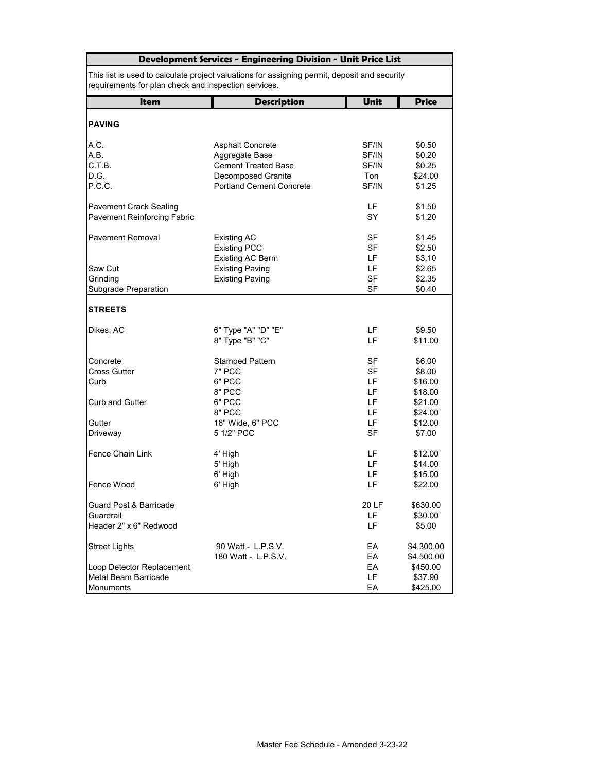## Development Services - Engineering Division - Unit Price List

This list is used to calculate project valuations for assigning permit, deposit and security requirements for plan check and inspection services.

| Item | Description | Unit | Price |
|---|---|---|---|
| **PAVING** | | | |
| A.C. | Asphalt Concrete | SF/IN | $0.50 |
| A.B. | Aggregate Base | SF/IN | $0.20 |
| C.T.B. | Cement Treated Base | SF/IN | $0.25 |
| D.G. | Decomposed Granite | Ton | $24.00 |
| P.C.C. | Portland Cement Concrete | SF/IN | $1.25 |
| Pavement Crack Sealing | | LF | $1.50 |
| Pavement Reinforcing Fabric | | SY | $1.20 |
| Pavement Removal | Existing AC | SF | $1.45 |
| | Existing PCC | SF | $2.50 |
| | Existing AC Berm | LF | $3.10 |
| Saw Cut | Existing Paving | LF | $2.65 |
| Grinding | Existing Paving | SF | $2.35 |
| Subgrade Preparation | | SF | $0.40 |
| **STREETS** | | | |
| Dikes, AC | 6" Type "A" "D" "E" | LF | $9.50 |
| | 8" Type "B" "C" | LF | $11.00 |
| Concrete | Stamped Pattern | SF | $6.00 |
| Cross Gutter | 7" PCC | SF | $8.00 |
| Curb | 6" PCC | LF | $16.00 |
| | 8" PCC | LF | $18.00 |
| Curb and Gutter | 6" PCC | LF | $21.00 |
| | 8" PCC | LF | $24.00 |
| Gutter | 18" Wide, 6" PCC | LF | $12.00 |
| Driveway | 5 1/2" PCC | SF | $7.00 |
| Fence Chain Link | 4' High | LF | $12.00 |
| | 5' High | LF | $14.00 |
| | 6' High | LF | $15.00 |
| Fence Wood | 6' High | LF | $22.00 |
| Guard Post & Barricade | | 20 LF | $630.00 |
| Guardrail | | LF | $30.00 |
| Header 2" x 6" Redwood | | LF | $5.00 |
| Street Lights | 90 Watt - L.P.S.V. | EA | $4,300.00 |
| | 180 Watt - L.P.S.V. | EA | $4,500.00 |
| Loop Detector Replacement | | EA | $450.00 |
| Metal Beam Barricade | | LF | $37.90 |
| Monuments | | EA | $425.00 |

Master Fee Schedule - Amended 3-23-22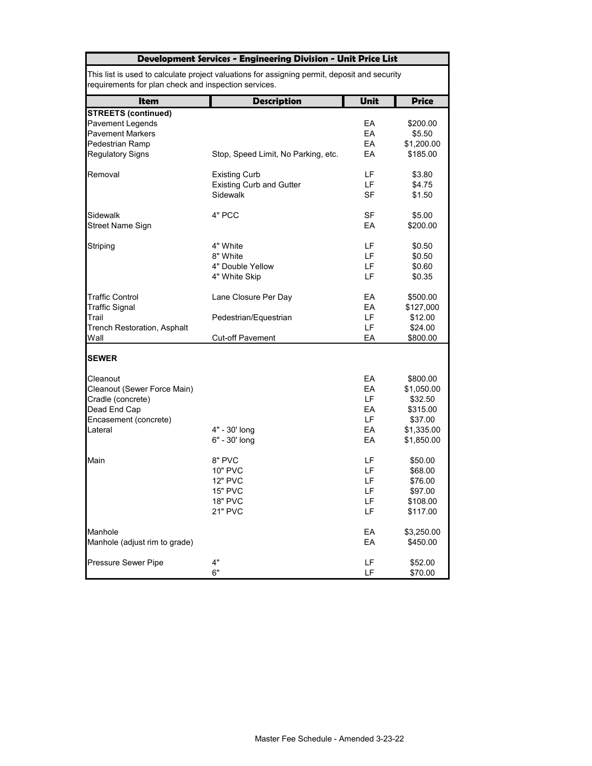## Development Services - Engineering Division - Unit Price List

This list is used to calculate project valuations for assigning permit, deposit and security requirements for plan check and inspection services.

| Item | Description | Unit | Price |
|---|---|---|---|
| **STREETS (continued)** | | | |
| Pavement Legends | | EA | $200.00 |
| Pavement Markers | | EA | $5.50 |
| Pedestrian Ramp | | EA | $1,200.00 |
| Regulatory Signs | Stop, Speed Limit, No Parking, etc. | EA | $185.00 |
| | | | |
| Removal | Existing Curb | LF | $3.80 |
| | Existing Curb and Gutter | LF | $4.75 |
| | Sidewalk | SF | $1.50 |
| | | | |
| Sidewalk | 4" PCC | SF | $5.00 |
| Street Name Sign | | EA | $200.00 |
| | | | |
| Striping | 4" White | LF | $0.50 |
| | 8" White | LF | $0.50 |
| | 4" Double Yellow | LF | $0.60 |
| | 4" White Skip | LF | $0.35 |
| | | | |
| Traffic Control | Lane Closure Per Day | EA | $500.00 |
| Traffic Signal | | EA | $127,000 |
| Trail | Pedestrian/Equestrian | LF | $12.00 |
| Trench Restoration, Asphalt | | LF | $24.00 |
| Wall | Cut-off Pavement | EA | $800.00 |
| | | | |
| **SEWER** | | | |
| | | | |
| Cleanout | | EA | $800.00 |
| Cleanout (Sewer Force Main) | | EA | $1,050.00 |
| Cradle (concrete) | | LF | $32.50 |
| Dead End Cap | | EA | $315.00 |
| Encasement (concrete) | | LF | $37.00 |
| Lateral | 4" - 30' long | EA | $1,335.00 |
| | 6" - 30' long | EA | $1,850.00 |
| | | | |
| Main | 8" PVC | LF | $50.00 |
| | 10" PVC | LF | $68.00 |
| | 12" PVC | LF | $76.00 |
| | 15" PVC | LF | $97.00 |
| | 18" PVC | LF | $108.00 |
| | 21" PVC | LF | $117.00 |
| | | | |
| Manhole | | EA | $3,250.00 |
| Manhole (adjust rim to grade) | | EA | $450.00 |
| | | | |
| Pressure Sewer Pipe | 4" | LF | $52.00 |
| | 6" | LF | $70.00 |

Master Fee Schedule - Amended 3-23-22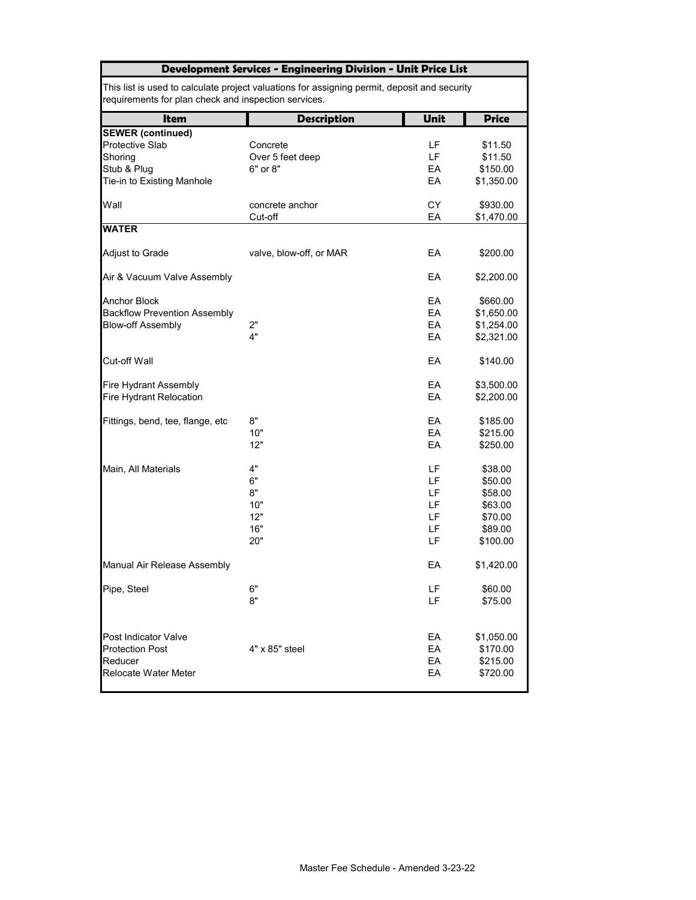## Development Services - Engineering Division - Unit Price List

This list is used to calculate project valuations for assigning permit, deposit and security requirements for plan check and inspection services.

| Item | Description | Unit | Price |
|---|---|---|---|
| **SEWER (continued)** | | | |
| Protective Slab | Concrete | LF | $11.50 |
| Shoring | Over 5 feet deep | LF | $11.50 |
| Stub & Plug | 6" or 8" | EA | $150.00 |
| Tie-in to Existing Manhole | | EA | $1,350.00 |
| Wall | concrete anchor | CY | $930.00 |
| | Cut-off | EA | $1,470.00 |
| **WATER** | | | |
| Adjust to Grade | valve, blow-off, or MAR | EA | $200.00 |
| Air & Vacuum Valve Assembly | | EA | $2,200.00 |
| Anchor Block | | EA | $660.00 |
| Backflow Prevention Assembly | | EA | $1,650.00 |
| Blow-off Assembly | 2" | EA | $1,254.00 |
| | 4" | EA | $2,321.00 |
| Cut-off Wall | | EA | $140.00 |
| Fire Hydrant Assembly | | EA | $3,500.00 |
| Fire Hydrant Relocation | | EA | $2,200.00 |
| Fittings, bend, tee, flange, etc | 8" | EA | $185.00 |
| | 10" | EA | $215.00 |
| | 12" | EA | $250.00 |
| Main, All Materials | 4" | LF | $38.00 |
| | 6" | LF | $50.00 |
| | 8" | LF | $58.00 |
| | 10" | LF | $63.00 |
| | 12" | LF | $70.00 |
| | 16" | LF | $89.00 |
| | 20" | LF | $100.00 |
| Manual Air Release Assembly | | EA | $1,420.00 |
| Pipe, Steel | 6" | LF | $60.00 |
| | 8" | LF | $75.00 |
| Post Indicator Valve | | EA | $1,050.00 |
| Protection Post | 4" x 85" steel | EA | $170.00 |
| Reducer | | EA | $215.00 |
| Relocate Water Meter | | EA | $720.00 |

Master Fee Schedule - Amended 3-23-22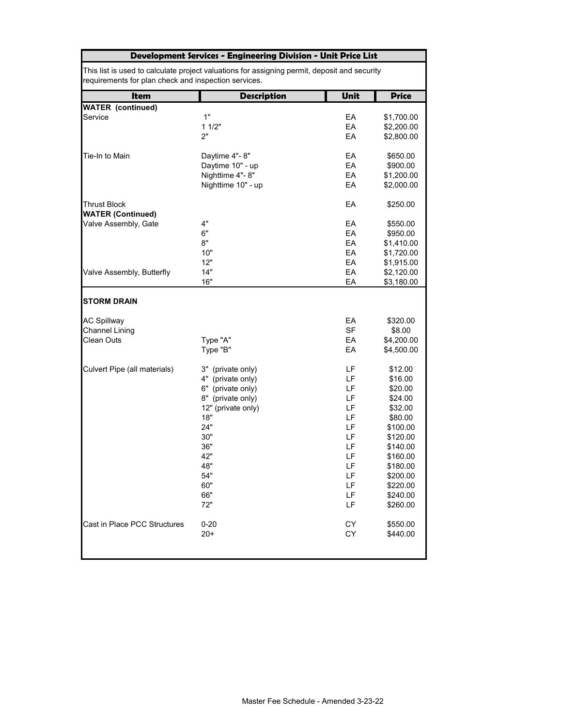## Development Services - Engineering Division - Unit Price List

This list is used to calculate project valuations for assigning permit, deposit and security requirements for plan check and inspection services.

| Item | Description | Unit | Price |
|---|---|---|---|
| **WATER (continued)** | | | |
| Service | 1" | EA | $1,700.00 |
| | 1 1/2" | EA | $2,200.00 |
| | 2" | EA | $2,800.00 |
| Tie-In to Main | Daytime 4"- 8" | EA | $650.00 |
| | Daytime 10" - up | EA | $900.00 |
| | Nighttime 4"- 8" | EA | $1,200.00 |
| | Nighttime 10" - up | EA | $2,000.00 |
| Thrust Block | | EA | $250.00 |
| **WATER (Continued)** | | | |
| Valve Assembly, Gate | 4" | EA | $550.00 |
| | 6" | EA | $950.00 |
| | 8" | EA | $1,410.00 |
| | 10" | EA | $1,720.00 |
| | 12" | EA | $1,915.00 |
| Valve Assembly, Butterfly | 14" | EA | $2,120.00 |
| | 16" | EA | $3,180.00 |
| **STORM DRAIN** | | | |
| AC Spillway | | EA | $320.00 |
| Channel Lining | | SF | $8.00 |
| Clean Outs | Type "A" | EA | $4,200.00 |
| | Type "B" | EA | $4,500.00 |
| Culvert Pipe (all materials) | 3" (private only) | LF | $12.00 |
| | 4" (private only) | LF | $16.00 |
| | 6" (private only) | LF | $20.00 |
| | 8" (private only) | LF | $24.00 |
| | 12" (private only) | LF | $32.00 |
| | 18" | LF | $80.00 |
| | 24" | LF | $100.00 |
| | 30" | LF | $120.00 |
| | 36" | LF | $140.00 |
| | 42" | LF | $160.00 |
| | 48" | LF | $180.00 |
| | 54" | LF | $200.00 |
| | 60" | LF | $220.00 |
| | 66" | LF | $240.00 |
| | 72" | LF | $260.00 |
| Cast in Place PCC Structures | 0-20 | CY | $550.00 |
| | 20+ | CY | $440.00 |

Master Fee Schedule - Amended 3-23-22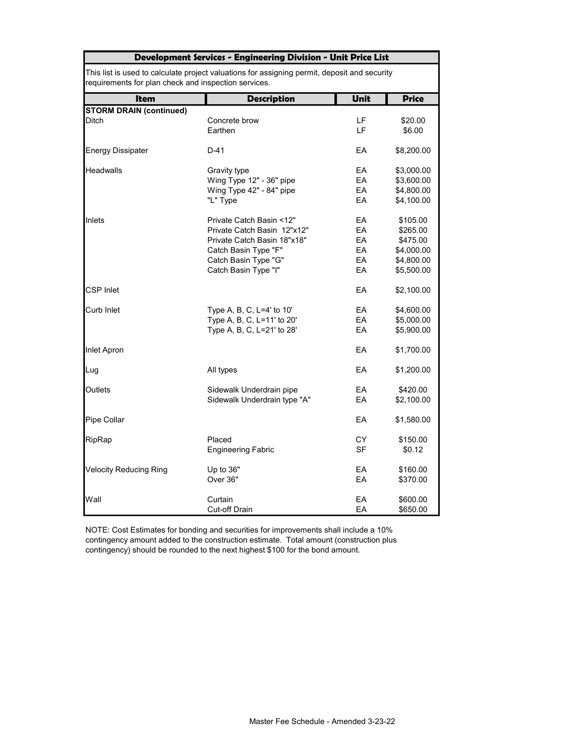## Development Services - Engineering Division - Unit Price List

This list is used to calculate project valuations for assigning permit, deposit and security requirements for plan check and inspection services.

| Item | Description | Unit | Price |
|---|---|---|---|
| **STORM DRAIN (continued)** | | | |
| Ditch | Concrete brow | LF | $20.00 |
| | Earthen | LF | $6.00 |
| Energy Dissipater | D-41 | EA | $8,200.00 |
| Headwalls | Gravity type | EA | $3,000.00 |
| | Wing Type 12" - 36" pipe | EA | $3,600.00 |
| | Wing Type 42" - 84" pipe | EA | $4,800.00 |
| | "L" Type | EA | $4,100.00 |
| Inlets | Private Catch Basin <12" | EA | $105.00 |
| | Private Catch Basin 12"x12" | EA | $265.00 |
| | Private Catch Basin 18"x18" | EA | $475.00 |
| | Catch Basin Type "F" | EA | $4,000.00 |
| | Catch Basin Type "G" | EA | $4,800.00 |
| | Catch Basin Type "I" | EA | $5,500.00 |
| CSP Inlet | | EA | $2,100.00 |
| Curb Inlet | Type A, B, C, L=4' to 10' | EA | $4,600.00 |
| | Type A, B, C, L=11' to 20' | EA | $5,000.00 |
| | Type A, B, C, L=21' to 28' | EA | $5,900.00 |
| Inlet Apron | | EA | $1,700.00 |
| Lug | All types | EA | $1,200.00 |
| Outlets | Sidewalk Underdrain pipe | EA | $420.00 |
| | Sidewalk Underdrain type "A" | EA | $2,100.00 |
| Pipe Collar | | EA | $1,580.00 |
| RipRap | Placed | CY | $150.00 |
| | Engineering Fabric | SF | $0.12 |
| Velocity Reducing Ring | Up to 36" | EA | $160.00 |
| | Over 36" | EA | $370.00 |
| Wall | Curtain | EA | $600.00 |
| | Cut-off Drain | EA | $650.00 |

NOTE: Cost Estimates for bonding and securities for improvements shall include a 10% contingency amount added to the construction estimate. Total amount (construction plus contingency) should be rounded to the next highest $100 for the bond amount.